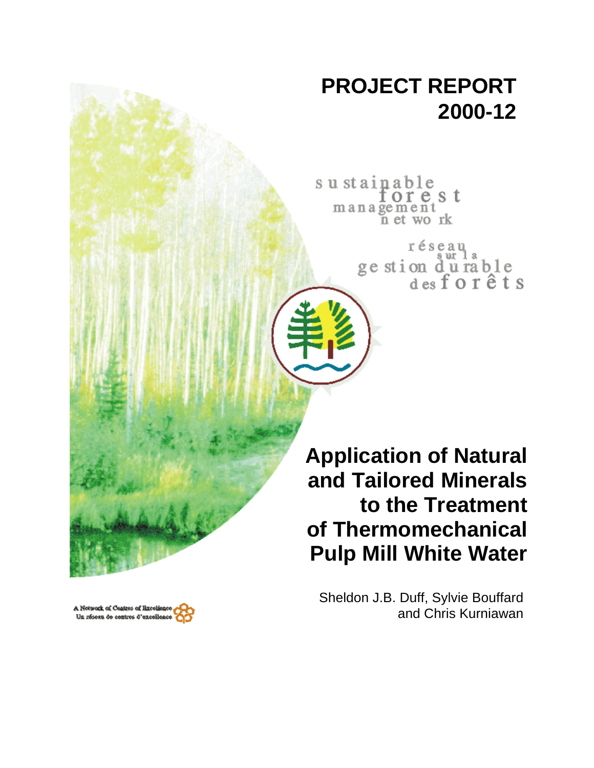# PROJECT REPORT 2000-12

sustainable forest management network

réseau sur la gestion durable des forêts

# Application of Natural and Tailored Minerals to the Treatment of Thermomechanical Pulp Mill White Water

Sheldon J.B. Duff, Sylvie Bouffard and Chris Kurniawan

A Network of Centres of Excellence
Un réseau de centres d'excellence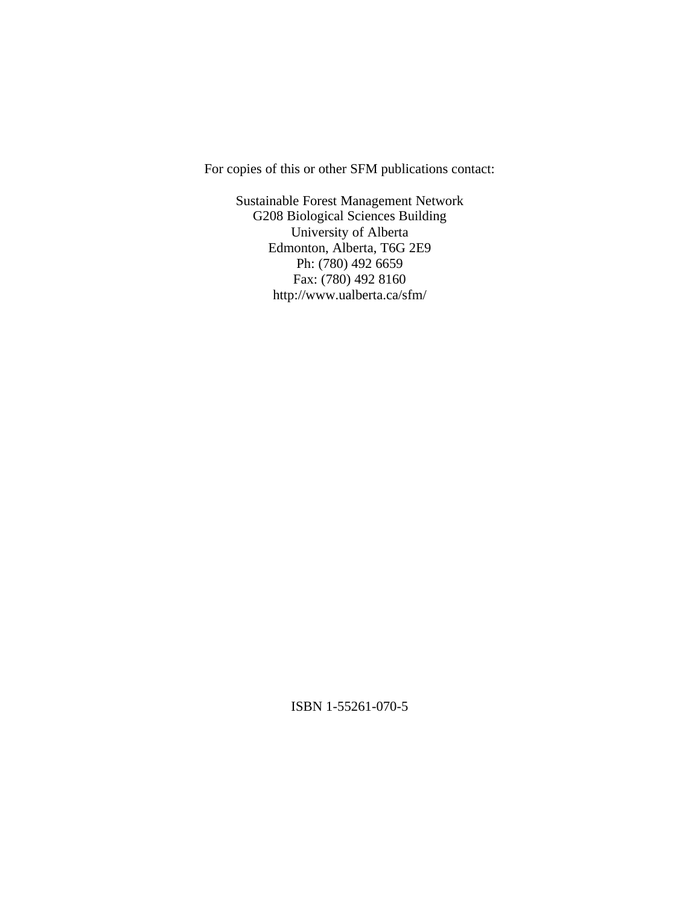For copies of this or other SFM publications contact:

Sustainable Forest Management Network
G208 Biological Sciences Building
University of Alberta
Edmonton, Alberta, T6G 2E9
Ph: (780) 492 6659
Fax: (780) 492 8160
http://www.ualberta.ca/sfm/

ISBN 1-55261-070-5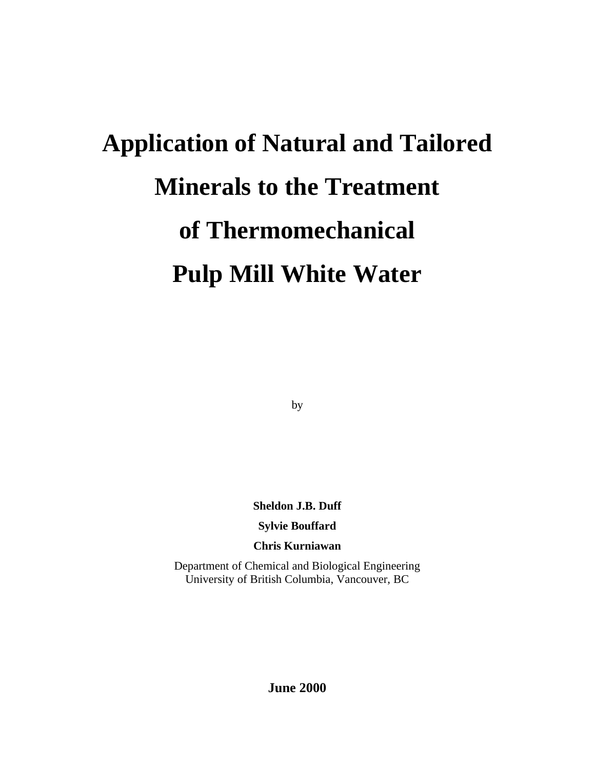# Application of Natural and Tailored Minerals to the Treatment of Thermomechanical Pulp Mill White Water

by

**Sheldon J.B. Duff**

**Sylvie Bouffard**

**Chris Kurniawan**

Department of Chemical and Biological Engineering
University of British Columbia, Vancouver, BC

**June 2000**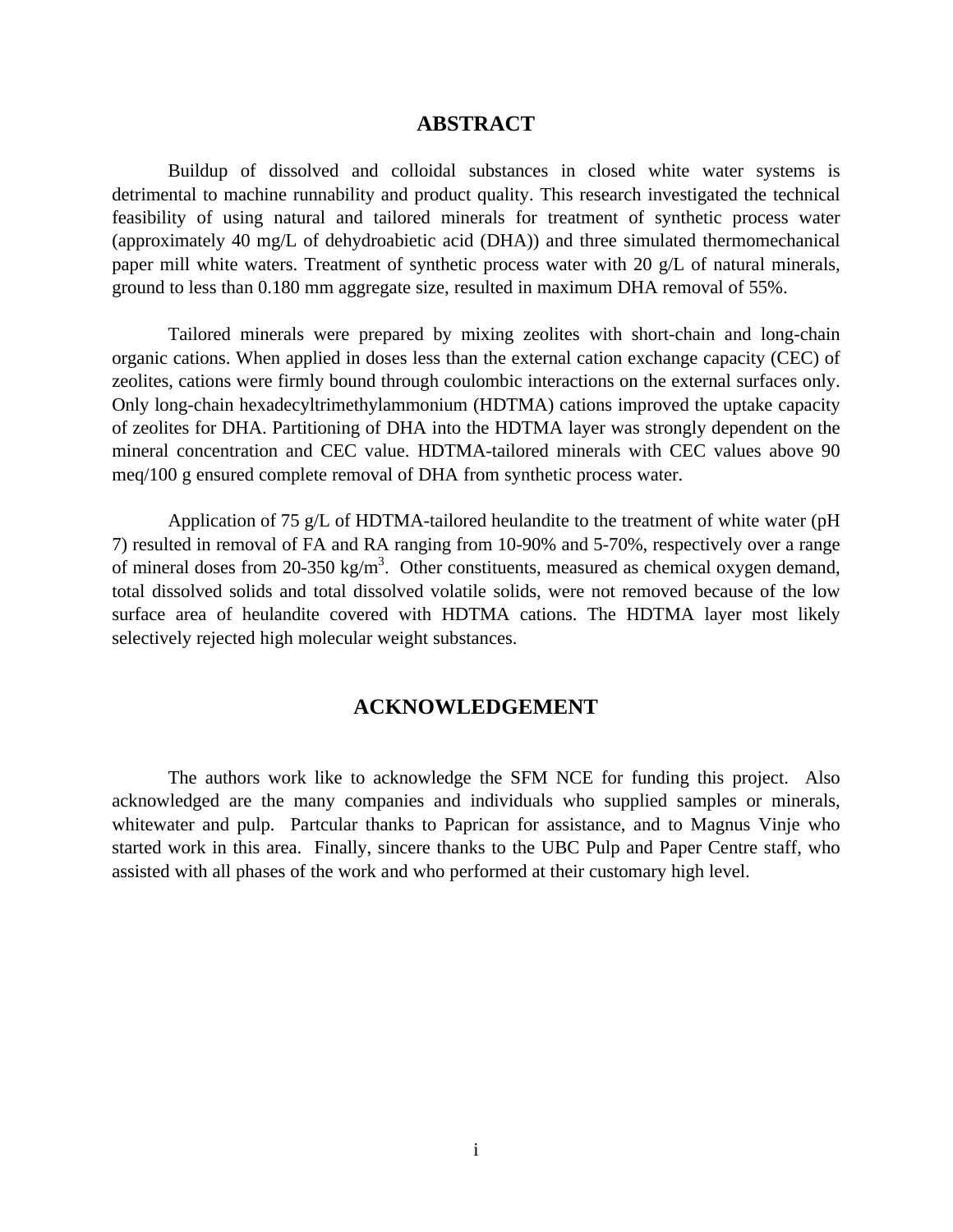## ABSTRACT

Buildup of dissolved and colloidal substances in closed white water systems is detrimental to machine runnability and product quality. This research investigated the technical feasibility of using natural and tailored minerals for treatment of synthetic process water (approximately 40 mg/L of dehydroabietic acid (DHA)) and three simulated thermomechanical paper mill white waters. Treatment of synthetic process water with 20 g/L of natural minerals, ground to less than 0.180 mm aggregate size, resulted in maximum DHA removal of 55%.

Tailored minerals were prepared by mixing zeolites with short-chain and long-chain organic cations. When applied in doses less than the external cation exchange capacity (CEC) of zeolites, cations were firmly bound through coulombic interactions on the external surfaces only. Only long-chain hexadecyltrimethylammonium (HDTMA) cations improved the uptake capacity of zeolites for DHA. Partitioning of DHA into the HDTMA layer was strongly dependent on the mineral concentration and CEC value. HDTMA-tailored minerals with CEC values above 90 meq/100 g ensured complete removal of DHA from synthetic process water.

Application of 75 g/L of HDTMA-tailored heulandite to the treatment of white water (pH 7) resulted in removal of FA and RA ranging from 10-90% and 5-70%, respectively over a range of mineral doses from 20-350 $kg/m^3$. Other constituents, measured as chemical oxygen demand, total dissolved solids and total dissolved volatile solids, were not removed because of the low surface area of heulandite covered with HDTMA cations. The HDTMA layer most likely selectively rejected high molecular weight substances.

## ACKNOWLEDGEMENT

The authors work like to acknowledge the SFM NCE for funding this project. Also acknowledged are the many companies and individuals who supplied samples or minerals, whitewater and pulp. Partcular thanks to Paprican for assistance, and to Magnus Vinje who started work in this area. Finally, sincere thanks to the UBC Pulp and Paper Centre staff, who assisted with all phases of the work and who performed at their customary high level.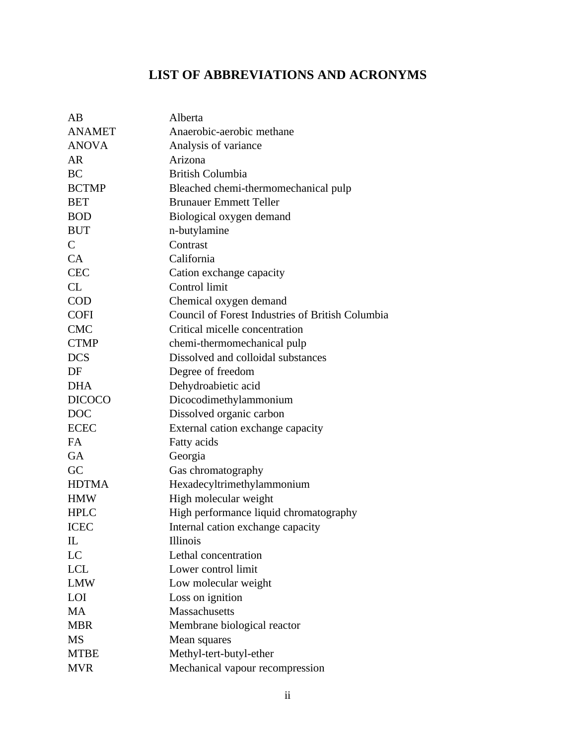# LIST OF ABBREVIATIONS AND ACRONYMS

| | |
|---|---|
| AB | Alberta |
| ANAMET | Anaerobic-aerobic methane |
| ANOVA | Analysis of variance |
| AR | Arizona |
| BC | British Columbia |
| BCTMP | Bleached chemi-thermomechanical pulp |
| BET | Brunauer Emmett Teller |
| BOD | Biological oxygen demand |
| BUT | n-butylamine |
| C | Contrast |
| CA | California |
| CEC | Cation exchange capacity |
| CL | Control limit |
| COD | Chemical oxygen demand |
| COFI | Council of Forest Industries of British Columbia |
| CMC | Critical micelle concentration |
| CTMP | chemi-thermomechanical pulp |
| DCS | Dissolved and colloidal substances |
| DF | Degree of freedom |
| DHA | Dehydroabietic acid |
| DICOCO | Dicocodimethylammonium |
| DOC | Dissolved organic carbon |
| ECEC | External cation exchange capacity |
| FA | Fatty acids |
| GA | Georgia |
| GC | Gas chromatography |
| HDTMA | Hexadecyltrimethylammonium |
| HMW | High molecular weight |
| HPLC | High performance liquid chromatography |
| ICEC | Internal cation exchange capacity |
| IL | Illinois |
| LC | Lethal concentration |
| LCL | Lower control limit |
| LMW | Low molecular weight |
| LOI | Loss on ignition |
| MA | Massachusetts |
| MBR | Membrane biological reactor |
| MS | Mean squares |
| MTBE | Methyl-tert-butyl-ether |
| MVR | Mechanical vapour recompression |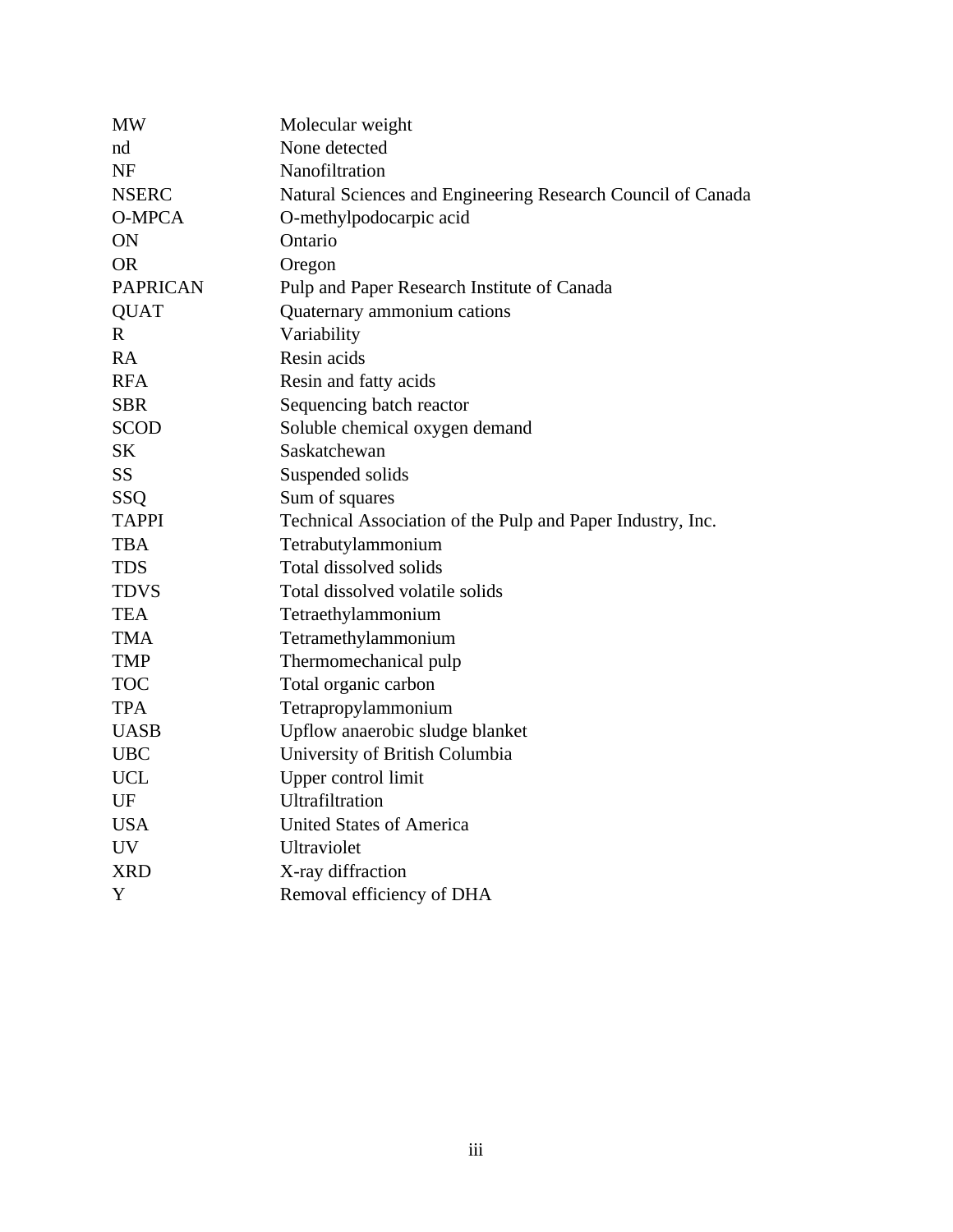| | |
|---|---|
| MW | Molecular weight |
| nd | None detected |
| NF | Nanofiltration |
| NSERC | Natural Sciences and Engineering Research Council of Canada |
| O-MPCA | O-methylpodocarpic acid |
| ON | Ontario |
| OR | Oregon |
| PAPRICAN | Pulp and Paper Research Institute of Canada |
| QUAT | Quaternary ammonium cations |
| R | Variability |
| RA | Resin acids |
| RFA | Resin and fatty acids |
| SBR | Sequencing batch reactor |
| SCOD | Soluble chemical oxygen demand |
| SK | Saskatchewan |
| SS | Suspended solids |
| SSQ | Sum of squares |
| TAPPI | Technical Association of the Pulp and Paper Industry, Inc. |
| TBA | Tetrabutylammonium |
| TDS | Total dissolved solids |
| TDVS | Total dissolved volatile solids |
| TEA | Tetraethylammonium |
| TMA | Tetramethylammonium |
| TMP | Thermomechanical pulp |
| TOC | Total organic carbon |
| TPA | Tetrapropylammonium |
| UASB | Upflow anaerobic sludge blanket |
| UBC | University of British Columbia |
| UCL | Upper control limit |
| UF | Ultrafiltration |
| USA | United States of America |
| UV | Ultraviolet |
| XRD | X-ray diffraction |
| Y | Removal efficiency of DHA |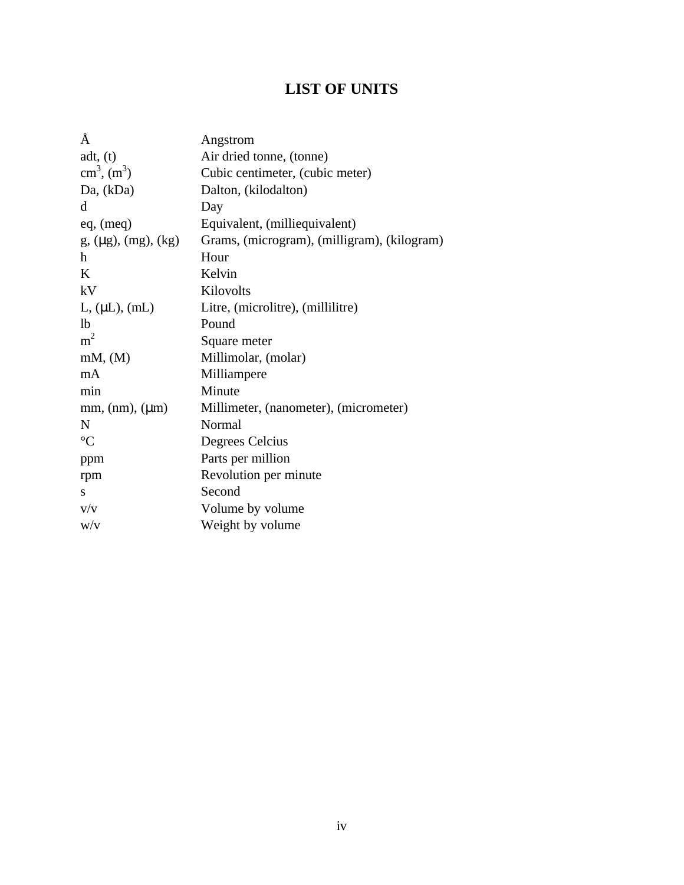# LIST OF UNITS

| | |
|---|---|
| Å | Angstrom |
| adt, (t) | Air dried tonne, (tonne) |
| $cm^3$, ($m^3$) | Cubic centimeter, (cubic meter) |
| Da, (kDa) | Dalton, (kilodalton) |
| d | Day |
| eq, (meq) | Equivalent, (milliequivalent) |
| g, (μg), (mg), (kg) | Grams, (microgram), (milligram), (kilogram) |
| h | Hour |
| K | Kelvin |
| kV | Kilovolts |
| L, (μL), (mL) | Litre, (microlitre), (millilitre) |
| lb | Pound |
| $m^2$ | Square meter |
| mM, (M) | Millimolar, (molar) |
| mA | Milliampere |
| min | Minute |
| mm, (nm), (μm) | Millimeter, (nanometer), (micrometer) |
| N | Normal |
| °C | Degrees Celcius |
| ppm | Parts per million |
| rpm | Revolution per minute |
| s | Second |
| v/v | Volume by volume |
| w/v | Weight by volume |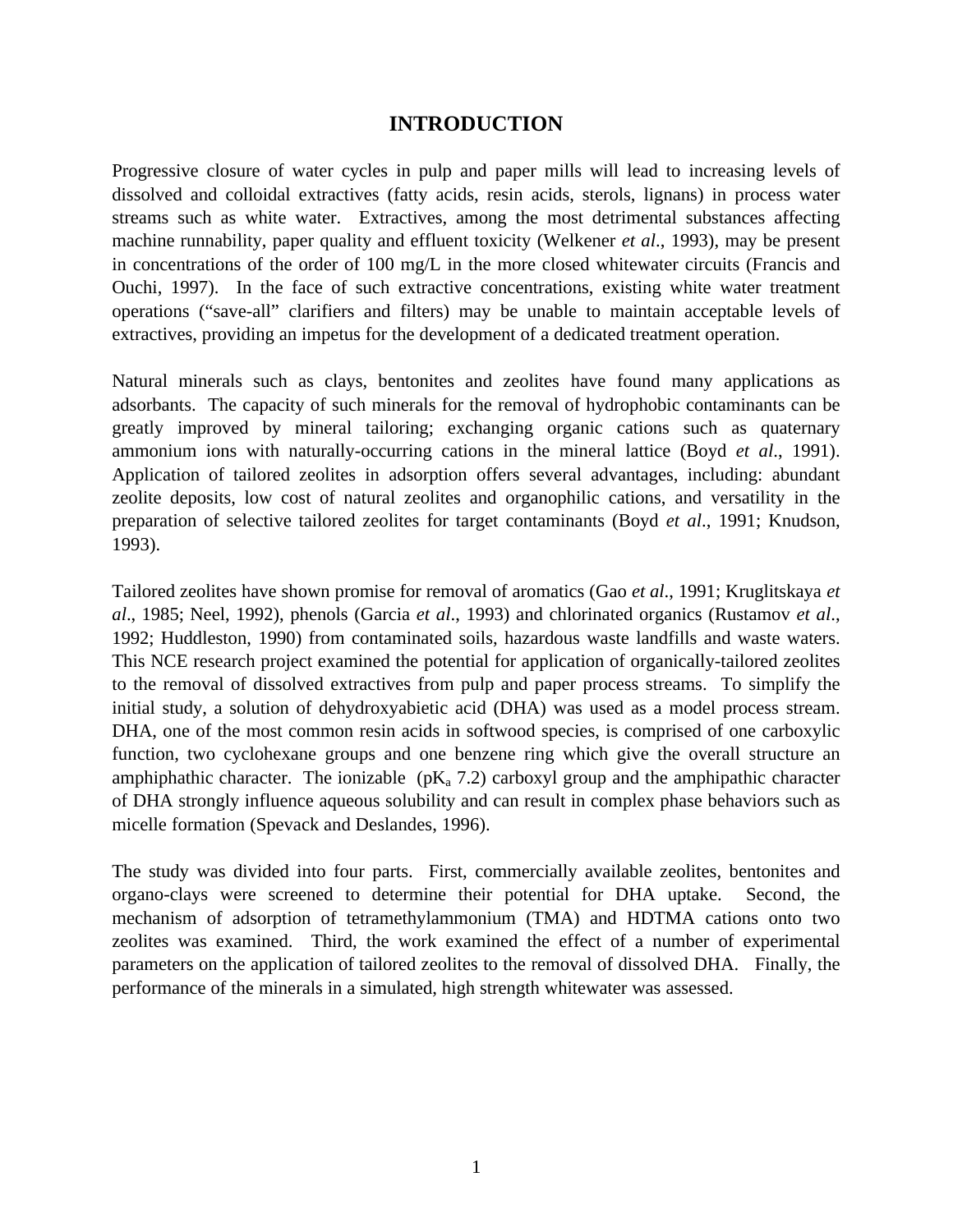# INTRODUCTION

Progressive closure of water cycles in pulp and paper mills will lead to increasing levels of dissolved and colloidal extractives (fatty acids, resin acids, sterols, lignans) in process water streams such as white water. Extractives, among the most detrimental substances affecting machine runnability, paper quality and effluent toxicity (Welkener *et al*., 1993), may be present in concentrations of the order of 100 mg/L in the more closed whitewater circuits (Francis and Ouchi, 1997). In the face of such extractive concentrations, existing white water treatment operations ("save-all" clarifiers and filters) may be unable to maintain acceptable levels of extractives, providing an impetus for the development of a dedicated treatment operation.

Natural minerals such as clays, bentonites and zeolites have found many applications as adsorbants. The capacity of such minerals for the removal of hydrophobic contaminants can be greatly improved by mineral tailoring; exchanging organic cations such as quaternary ammonium ions with naturally-occurring cations in the mineral lattice (Boyd *et al*., 1991). Application of tailored zeolites in adsorption offers several advantages, including: abundant zeolite deposits, low cost of natural zeolites and organophilic cations, and versatility in the preparation of selective tailored zeolites for target contaminants (Boyd *et al*., 1991; Knudson, 1993).

Tailored zeolites have shown promise for removal of aromatics (Gao *et al*., 1991; Kruglitskaya *et al*., 1985; Neel, 1992), phenols (Garcia *et al*., 1993) and chlorinated organics (Rustamov *et al*., 1992; Huddleston, 1990) from contaminated soils, hazardous waste landfills and waste waters. This NCE research project examined the potential for application of organically-tailored zeolites to the removal of dissolved extractives from pulp and paper process streams. To simplify the initial study, a solution of dehydroxyabietic acid (DHA) was used as a model process stream. DHA, one of the most common resin acids in softwood species, is comprised of one carboxylic function, two cyclohexane groups and one benzene ring which give the overall structure an amphiphathic character. The ionizable ($pK_a$ 7.2) carboxyl group and the amphipathic character of DHA strongly influence aqueous solubility and can result in complex phase behaviors such as micelle formation (Spevack and Deslandes, 1996).

The study was divided into four parts. First, commercially available zeolites, bentonites and organo-clays were screened to determine their potential for DHA uptake. Second, the mechanism of adsorption of tetramethylammonium (TMA) and HDTMA cations onto two zeolites was examined. Third, the work examined the effect of a number of experimental parameters on the application of tailored zeolites to the removal of dissolved DHA. Finally, the performance of the minerals in a simulated, high strength whitewater was assessed.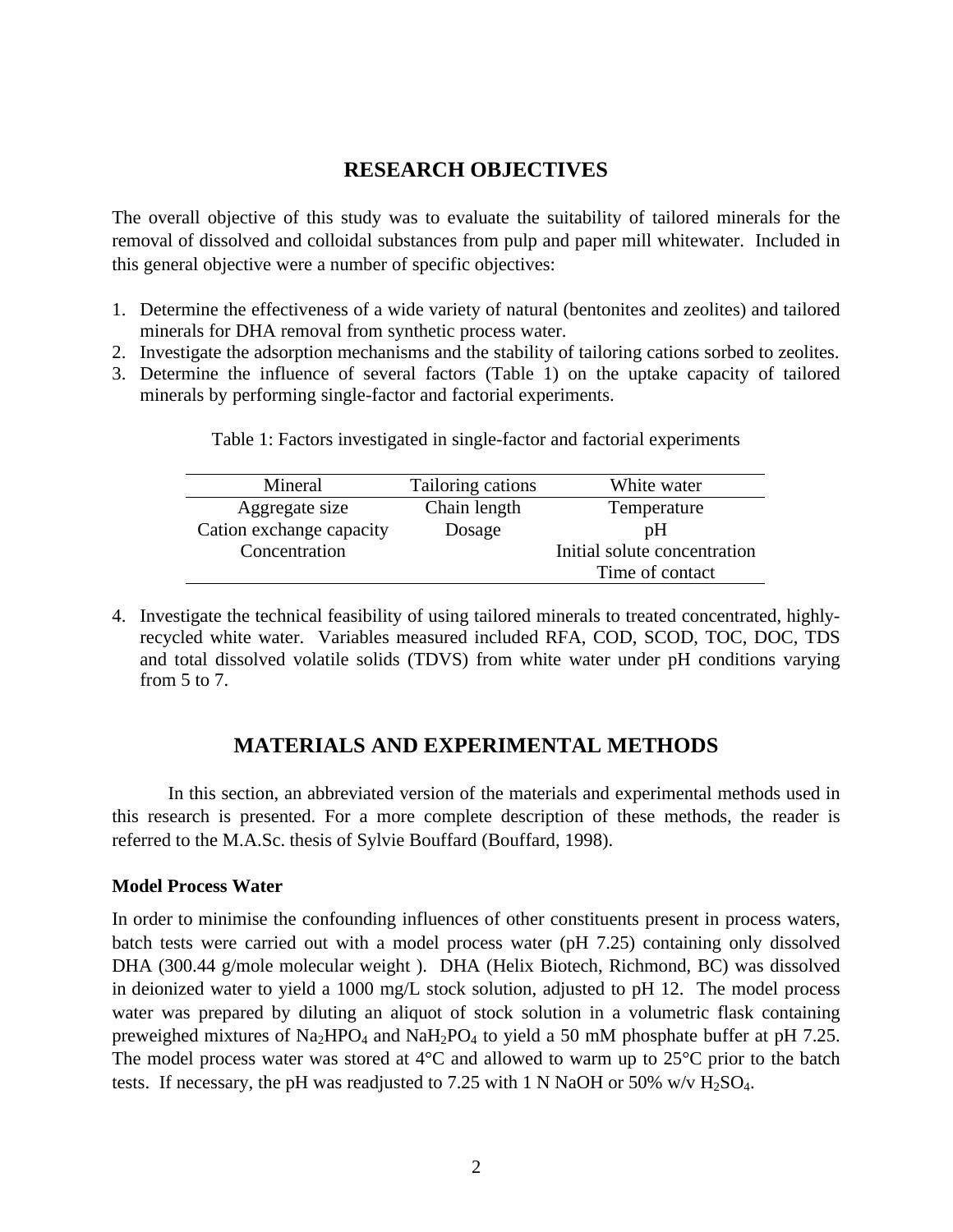## RESEARCH OBJECTIVES

The overall objective of this study was to evaluate the suitability of tailored minerals for the removal of dissolved and colloidal substances from pulp and paper mill whitewater. Included in this general objective were a number of specific objectives:

1. Determine the effectiveness of a wide variety of natural (bentonites and zeolites) and tailored minerals for DHA removal from synthetic process water.
2. Investigate the adsorption mechanisms and the stability of tailoring cations sorbed to zeolites.
3. Determine the influence of several factors (Table 1) on the uptake capacity of tailored minerals by performing single-factor and factorial experiments.

Table 1: Factors investigated in single-factor and factorial experiments

| Mineral | Tailoring cations | White water |
|---|---|---|
| Aggregate size | Chain length | Temperature |
| Cation exchange capacity | Dosage | pH |
| Concentration | | Initial solute concentration |
| | | Time of contact |

4. Investigate the technical feasibility of using tailored minerals to treated concentrated, highly-recycled white water. Variables measured included RFA, COD, SCOD, TOC, DOC, TDS and total dissolved volatile solids (TDVS) from white water under pH conditions varying from 5 to 7.

## MATERIALS AND EXPERIMENTAL METHODS

In this section, an abbreviated version of the materials and experimental methods used in this research is presented. For a more complete description of these methods, the reader is referred to the M.A.Sc. thesis of Sylvie Bouffard (Bouffard, 1998).

### Model Process Water

In order to minimise the confounding influences of other constituents present in process waters, batch tests were carried out with a model process water (pH 7.25) containing only dissolved DHA (300.44 g/mole molecular weight ). DHA (Helix Biotech, Richmond, BC) was dissolved in deionized water to yield a 1000 mg/L stock solution, adjusted to pH 12. The model process water was prepared by diluting an aliquot of stock solution in a volumetric flask containing preweighed mixtures of $Na_2HPO_4$ and $NaH_2PO_4$ to yield a 50 mM phosphate buffer at pH 7.25. The model process water was stored at 4°C and allowed to warm up to 25°C prior to the batch tests. If necessary, the pH was readjusted to 7.25 with 1 N NaOH or 50% w/v $H_2SO_4$.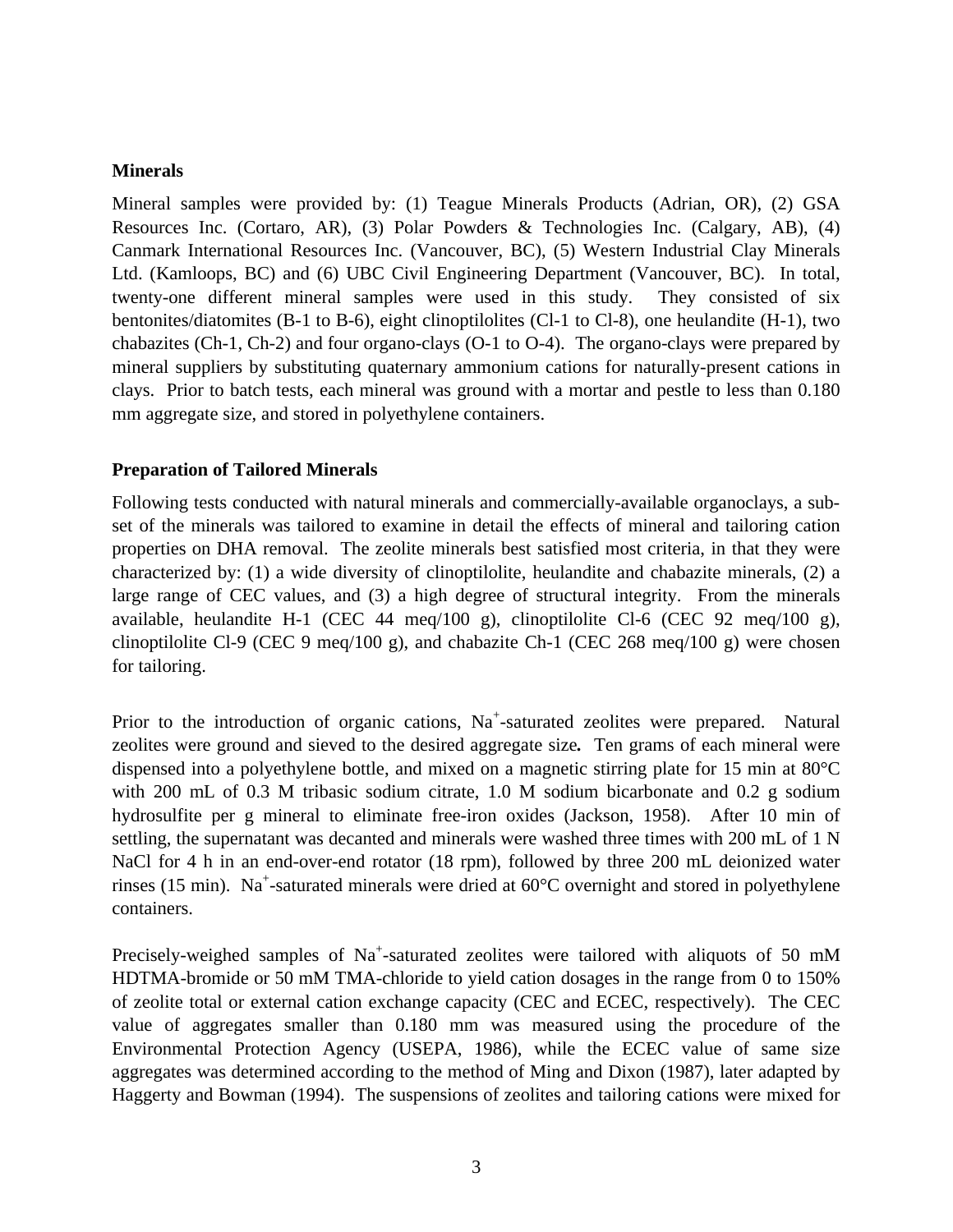**Minerals**

Mineral samples were provided by: (1) Teague Minerals Products (Adrian, OR), (2) GSA Resources Inc. (Cortaro, AR), (3) Polar Powders & Technologies Inc. (Calgary, AB), (4) Canmark International Resources Inc. (Vancouver, BC), (5) Western Industrial Clay Minerals Ltd. (Kamloops, BC) and (6) UBC Civil Engineering Department (Vancouver, BC). In total, twenty-one different mineral samples were used in this study. They consisted of six bentonites/diatomites (B-1 to B-6), eight clinoptilolites (Cl-1 to Cl-8), one heulandite (H-1), two chabazites (Ch-1, Ch-2) and four organo-clays (O-1 to O-4). The organo-clays were prepared by mineral suppliers by substituting quaternary ammonium cations for naturally-present cations in clays. Prior to batch tests, each mineral was ground with a mortar and pestle to less than 0.180 mm aggregate size, and stored in polyethylene containers.

**Preparation of Tailored Minerals**

Following tests conducted with natural minerals and commercially-available organoclays, a sub-set of the minerals was tailored to examine in detail the effects of mineral and tailoring cation properties on DHA removal. The zeolite minerals best satisfied most criteria, in that they were characterized by: (1) a wide diversity of clinoptilolite, heulandite and chabazite minerals, (2) a large range of CEC values, and (3) a high degree of structural integrity. From the minerals available, heulandite H-1 (CEC 44 meq/100 g), clinoptilolite Cl-6 (CEC 92 meq/100 g), clinoptilolite Cl-9 (CEC 9 meq/100 g), and chabazite Ch-1 (CEC 268 meq/100 g) were chosen for tailoring.

Prior to the introduction of organic cations, $Na^+$-saturated zeolites were prepared. Natural zeolites were ground and sieved to the desired aggregate size**.** Ten grams of each mineral were dispensed into a polyethylene bottle, and mixed on a magnetic stirring plate for 15 min at 80°C with 200 mL of 0.3 M tribasic sodium citrate, 1.0 M sodium bicarbonate and 0.2 g sodium hydrosulfite per g mineral to eliminate free-iron oxides (Jackson, 1958). After 10 min of settling, the supernatant was decanted and minerals were washed three times with 200 mL of 1 N NaCl for 4 h in an end-over-end rotator (18 rpm), followed by three 200 mL deionized water rinses (15 min). $Na^+$-saturated minerals were dried at 60°C overnight and stored in polyethylene containers.

Precisely-weighed samples of $Na^+$-saturated zeolites were tailored with aliquots of 50 mM HDTMA-bromide or 50 mM TMA-chloride to yield cation dosages in the range from 0 to 150% of zeolite total or external cation exchange capacity (CEC and ECEC, respectively). The CEC value of aggregates smaller than 0.180 mm was measured using the procedure of the Environmental Protection Agency (USEPA, 1986), while the ECEC value of same size aggregates was determined according to the method of Ming and Dixon (1987), later adapted by Haggerty and Bowman (1994). The suspensions of zeolites and tailoring cations were mixed for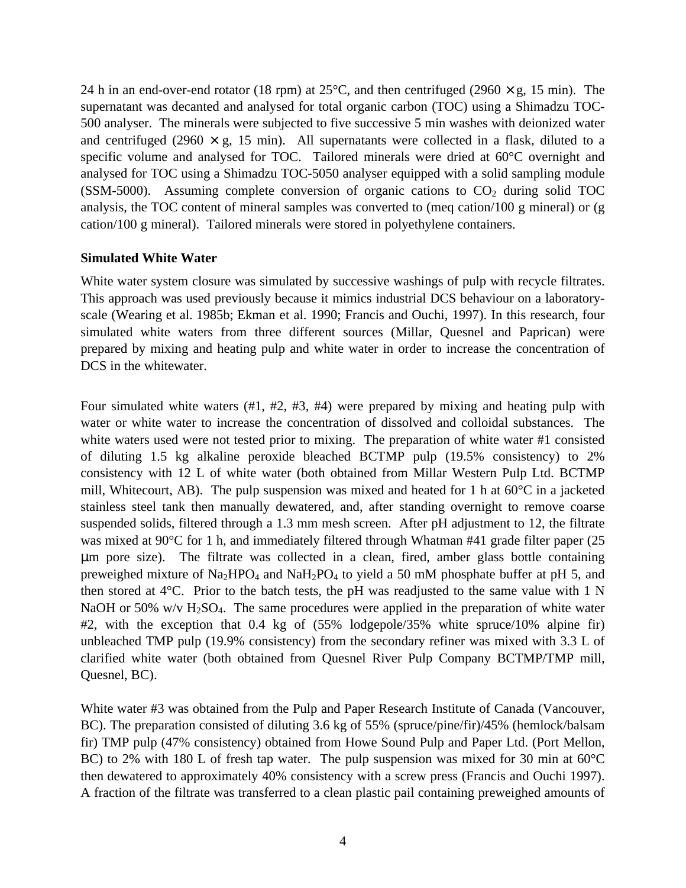24 h in an end-over-end rotator (18 rpm) at 25°C, and then centrifuged (2960 × g, 15 min). The supernatant was decanted and analysed for total organic carbon (TOC) using a Shimadzu TOC-500 analyser. The minerals were subjected to five successive 5 min washes with deionized water and centrifuged (2960 × g, 15 min). All supernatants were collected in a flask, diluted to a specific volume and analysed for TOC. Tailored minerals were dried at 60°C overnight and analysed for TOC using a Shimadzu TOC-5050 analyser equipped with a solid sampling module (SSM-5000). Assuming complete conversion of organic cations to $CO_2$ during solid TOC analysis, the TOC content of mineral samples was converted to (meq cation/100 g mineral) or (g cation/100 g mineral). Tailored minerals were stored in polyethylene containers.

**Simulated White Water**

White water system closure was simulated by successive washings of pulp with recycle filtrates. This approach was used previously because it mimics industrial DCS behaviour on a laboratory-scale (Wearing et al. 1985b; Ekman et al. 1990; Francis and Ouchi, 1997). In this research, four simulated white waters from three different sources (Millar, Quesnel and Paprican) were prepared by mixing and heating pulp and white water in order to increase the concentration of DCS in the whitewater.

Four simulated white waters (#1, #2, #3, #4) were prepared by mixing and heating pulp with water or white water to increase the concentration of dissolved and colloidal substances. The white waters used were not tested prior to mixing. The preparation of white water #1 consisted of diluting 1.5 kg alkaline peroxide bleached BCTMP pulp (19.5% consistency) to 2% consistency with 12 L of white water (both obtained from Millar Western Pulp Ltd. BCTMP mill, Whitecourt, AB). The pulp suspension was mixed and heated for 1 h at 60°C in a jacketed stainless steel tank then manually dewatered, and, after standing overnight to remove coarse suspended solids, filtered through a 1.3 mm mesh screen. After pH adjustment to 12, the filtrate was mixed at 90°C for 1 h, and immediately filtered through Whatman #41 grade filter paper (25 μm pore size). The filtrate was collected in a clean, fired, amber glass bottle containing preweighed mixture of $Na_2HPO_4$ and $NaH_2PO_4$ to yield a 50 mM phosphate buffer at pH 5, and then stored at 4°C. Prior to the batch tests, the pH was readjusted to the same value with 1 N NaOH or 50% w/v $H_2SO_4$. The same procedures were applied in the preparation of white water #2, with the exception that 0.4 kg of (55% lodgepole/35% white spruce/10% alpine fir) unbleached TMP pulp (19.9% consistency) from the secondary refiner was mixed with 3.3 L of clarified white water (both obtained from Quesnel River Pulp Company BCTMP/TMP mill, Quesnel, BC).

White water #3 was obtained from the Pulp and Paper Research Institute of Canada (Vancouver, BC). The preparation consisted of diluting 3.6 kg of 55% (spruce/pine/fir)/45% (hemlock/balsam fir) TMP pulp (47% consistency) obtained from Howe Sound Pulp and Paper Ltd. (Port Mellon, BC) to 2% with 180 L of fresh tap water. The pulp suspension was mixed for 30 min at 60°C then dewatered to approximately 40% consistency with a screw press (Francis and Ouchi 1997). A fraction of the filtrate was transferred to a clean plastic pail containing preweighed amounts of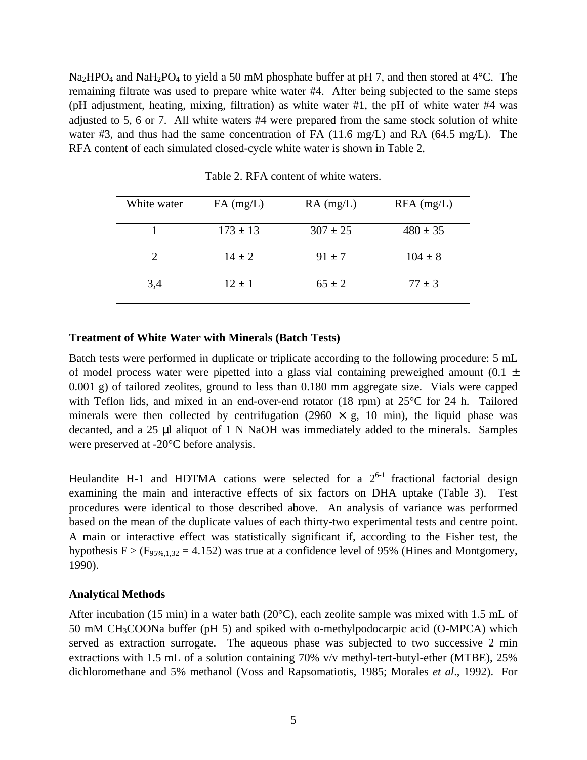$Na_2HPO_4$ and $NaH_2PO_4$ to yield a 50 mM phosphate buffer at pH 7, and then stored at 4°C. The remaining filtrate was used to prepare white water #4. After being subjected to the same steps (pH adjustment, heating, mixing, filtration) as white water #1, the pH of white water #4 was adjusted to 5, 6 or 7. All white waters #4 were prepared from the same stock solution of white water #3, and thus had the same concentration of FA (11.6 mg/L) and RA (64.5 mg/L). The RFA content of each simulated closed-cycle white water is shown in Table 2.

Table 2. RFA content of white waters.

| White water | FA (mg/L) | RA (mg/L) | RFA (mg/L) |
|---|---|---|---|
| 1 | 173 ± 13 | 307 ± 25 | 480 ± 35 |
| 2 | 14 ± 2 | 91 ± 7 | 104 ± 8 |
| 3,4 | 12 ± 1 | 65 ± 2 | 77 ± 3 |

### Treatment of White Water with Minerals (Batch Tests)

Batch tests were performed in duplicate or triplicate according to the following procedure: 5 mL of model process water were pipetted into a glass vial containing preweighed amount (0.1 ± 0.001 g) of tailored zeolites, ground to less than 0.180 mm aggregate size. Vials were capped with Teflon lids, and mixed in an end-over-end rotator (18 rpm) at 25°C for 24 h. Tailored minerals were then collected by centrifugation (2960 × g, 10 min), the liquid phase was decanted, and a 25 µl aliquot of 1 N NaOH was immediately added to the minerals. Samples were preserved at -20°C before analysis.

Heulandite H-1 and HDTMA cations were selected for a $2^{6-1}$ fractional factorial design examining the main and interactive effects of six factors on DHA uptake (Table 3). Test procedures were identical to those described above. An analysis of variance was performed based on the mean of the duplicate values of each thirty-two experimental tests and centre point. A main or interactive effect was statistically significant if, according to the Fisher test, the hypothesis $F > (F_{95\%,1,32} = 4.152)$ was true at a confidence level of 95% (Hines and Montgomery, 1990).

### Analytical Methods

After incubation (15 min) in a water bath (20°C), each zeolite sample was mixed with 1.5 mL of 50 mM $CH_3COONa$ buffer (pH 5) and spiked with o-methylpodocarpic acid (O-MPCA) which served as extraction surrogate. The aqueous phase was subjected to two successive 2 min extractions with 1.5 mL of a solution containing 70% v/v methyl-tert-butyl-ether (MTBE), 25% dichloromethane and 5% methanol (Voss and Rapsomatiotis, 1985; Morales *et al*., 1992). For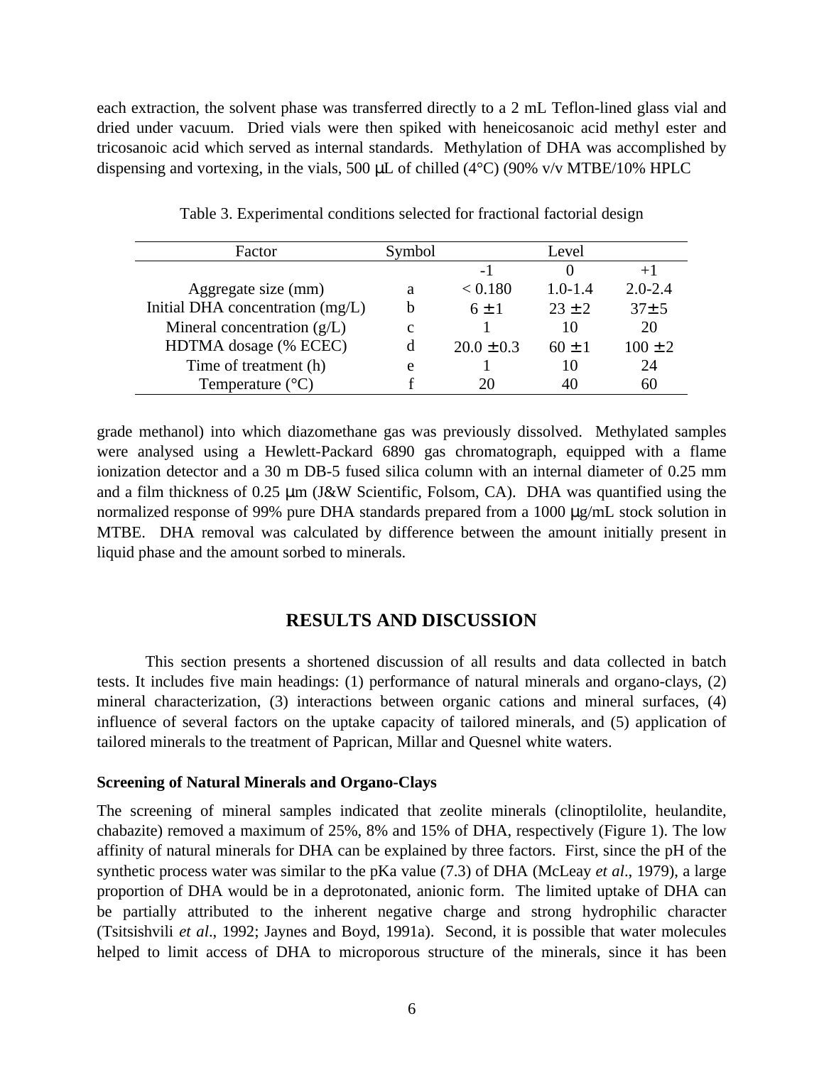each extraction, the solvent phase was transferred directly to a 2 mL Teflon-lined glass vial and dried under vacuum. Dried vials were then spiked with heneicosanoic acid methyl ester and tricosanoic acid which served as internal standards. Methylation of DHA was accomplished by dispensing and vortexing, in the vials, 500 µL of chilled (4°C) (90% v/v MTBE/10% HPLC

Table 3. Experimental conditions selected for fractional factorial design

| Factor | Symbol | Level | | |
|---|---|---|---|---|
| | | -1 | 0 | +1 |
| Aggregate size (mm) | a | < 0.180 | 1.0-1.4 | 2.0-2.4 |
| Initial DHA concentration (mg/L) | b | 6 ± 1 | 23 ± 2 | 37± 5 |
| Mineral concentration (g/L) | c | 1 | 10 | 20 |
| HDTMA dosage (% ECEC) | d | 20.0 ± 0.3 | 60 ± 1 | 100 ± 2 |
| Time of treatment (h) | e | 1 | 10 | 24 |
| Temperature (°C) | f | 20 | 40 | 60 |

grade methanol) into which diazomethane gas was previously dissolved. Methylated samples were analysed using a Hewlett-Packard 6890 gas chromatograph, equipped with a flame ionization detector and a 30 m DB-5 fused silica column with an internal diameter of 0.25 mm and a film thickness of 0.25 µm (J&W Scientific, Folsom, CA). DHA was quantified using the normalized response of 99% pure DHA standards prepared from a 1000 µg/mL stock solution in MTBE. DHA removal was calculated by difference between the amount initially present in liquid phase and the amount sorbed to minerals.

## RESULTS AND DISCUSSION

This section presents a shortened discussion of all results and data collected in batch tests. It includes five main headings: (1) performance of natural minerals and organo-clays, (2) mineral characterization, (3) interactions between organic cations and mineral surfaces, (4) influence of several factors on the uptake capacity of tailored minerals, and (5) application of tailored minerals to the treatment of Paprican, Millar and Quesnel white waters.

### Screening of Natural Minerals and Organo-Clays

The screening of mineral samples indicated that zeolite minerals (clinoptilolite, heulandite, chabazite) removed a maximum of 25%, 8% and 15% of DHA, respectively (Figure 1). The low affinity of natural minerals for DHA can be explained by three factors. First, since the pH of the synthetic process water was similar to the pKa value (7.3) of DHA (McLeay *et al*., 1979), a large proportion of DHA would be in a deprotonated, anionic form. The limited uptake of DHA can be partially attributed to the inherent negative charge and strong hydrophilic character (Tsitsishvili *et al*., 1992; Jaynes and Boyd, 1991a). Second, it is possible that water molecules helped to limit access of DHA to microporous structure of the minerals, since it has been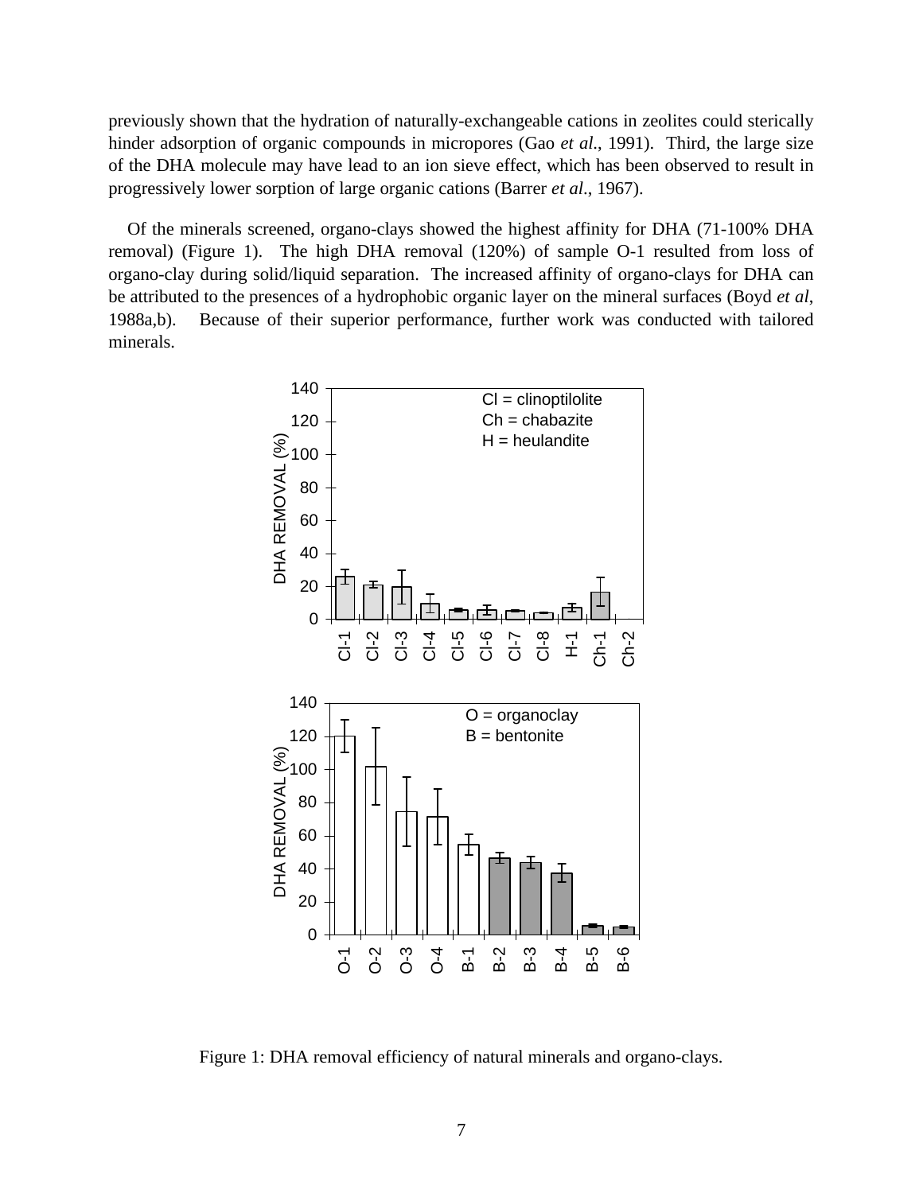previously shown that the hydration of naturally-exchangeable cations in zeolites could sterically hinder adsorption of organic compounds in micropores (Gao *et al*., 1991). Third, the large size of the DHA molecule may have lead to an ion sieve effect, which has been observed to result in progressively lower sorption of large organic cations (Barrer *et al*., 1967).

Of the minerals screened, organo-clays showed the highest affinity for DHA (71-100% DHA removal) (Figure 1). The high DHA removal (120%) of sample O-1 resulted from loss of organo-clay during solid/liquid separation. The increased affinity of organo-clays for DHA can be attributed to the presences of a hydrophobic organic layer on the mineral surfaces (Boyd *et al*, 1988a,b). Because of their superior performance, further work was conducted with tailored minerals.

Figure 1: DHA removal efficiency of natural minerals and organo-clays.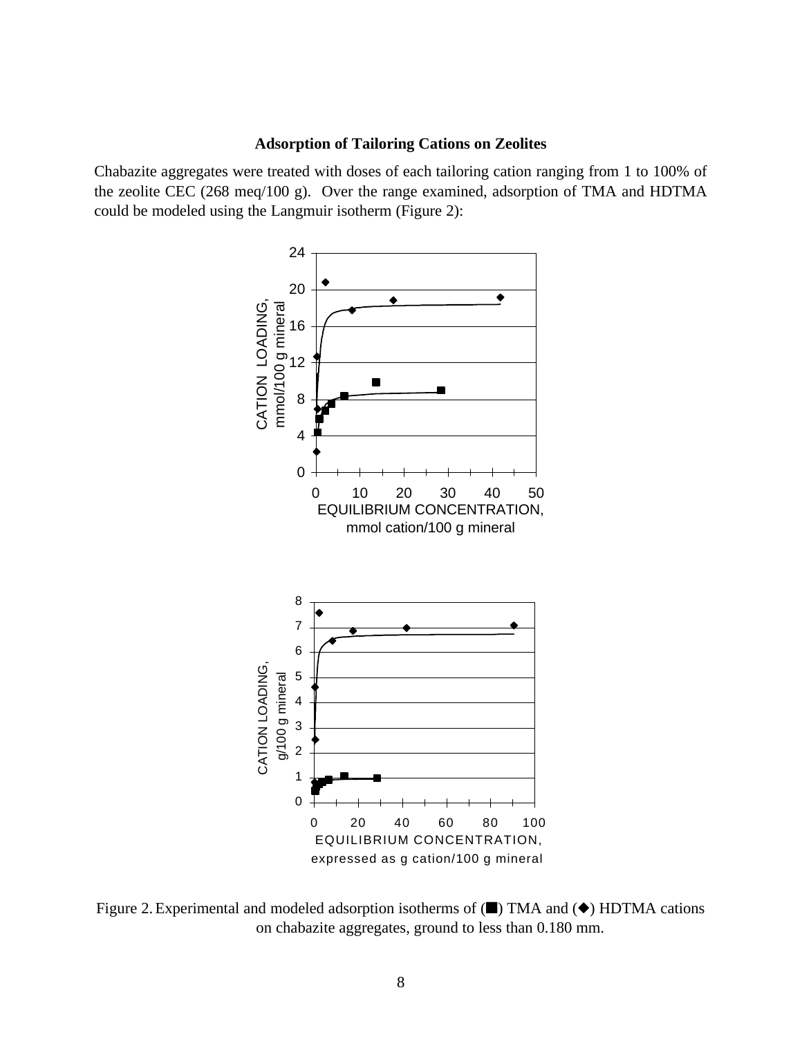### Adsorption of Tailoring Cations on Zeolites

Chabazite aggregates were treated with doses of each tailoring cation ranging from 1 to 100% of the zeolite CEC (268 meq/100 g). Over the range examined, adsorption of TMA and HDTMA could be modeled using the Langmuir isotherm (Figure 2):

Figure 2. Experimental and modeled adsorption isotherms of (■) TMA and (◆) HDTMA cations on chabazite aggregates, ground to less than 0.180 mm.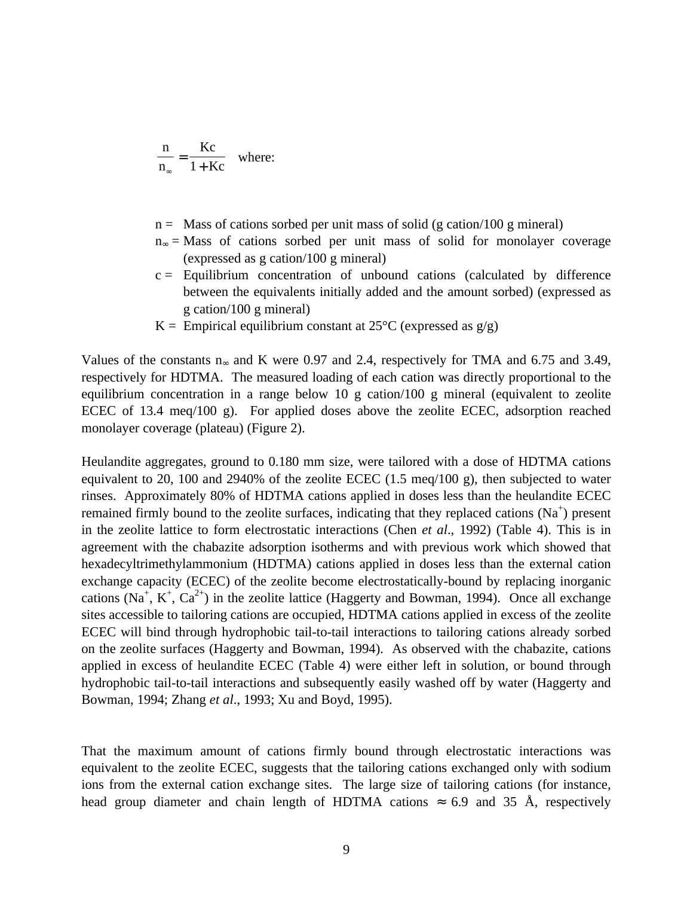$$\frac{n}{n_\infty} = \frac{Kc}{1 + Kc} \quad \text{where:}$$

$n$ = Mass of cations sorbed per unit mass of solid (g cation/100 g mineral)

$n_\infty$ = Mass of cations sorbed per unit mass of solid for monolayer coverage (expressed as g cation/100 g mineral)

$c$ = Equilibrium concentration of unbound cations (calculated by difference between the equivalents initially added and the amount sorbed) (expressed as g cation/100 g mineral)

$K$ = Empirical equilibrium constant at 25°C (expressed as g/g)

Values of the constants $n_\infty$ and K were 0.97 and 2.4, respectively for TMA and 6.75 and 3.49, respectively for HDTMA. The measured loading of each cation was directly proportional to the equilibrium concentration in a range below 10 g cation/100 g mineral (equivalent to zeolite ECEC of 13.4 meq/100 g). For applied doses above the zeolite ECEC, adsorption reached monolayer coverage (plateau) (Figure 2).

Heulandite aggregates, ground to 0.180 mm size, were tailored with a dose of HDTMA cations equivalent to 20, 100 and 2940% of the zeolite ECEC (1.5 meq/100 g), then subjected to water rinses. Approximately 80% of HDTMA cations applied in doses less than the heulandite ECEC remained firmly bound to the zeolite surfaces, indicating that they replaced cations ($Na^+$) present in the zeolite lattice to form electrostatic interactions (Chen *et al*., 1992) (Table 4). This is in agreement with the chabazite adsorption isotherms and with previous work which showed that hexadecyltrimethylammonium (HDTMA) cations applied in doses less than the external cation exchange capacity (ECEC) of the zeolite become electrostatically-bound by replacing inorganic cations ($Na^+$, $K^+$, $Ca^{2+}$) in the zeolite lattice (Haggerty and Bowman, 1994). Once all exchange sites accessible to tailoring cations are occupied, HDTMA cations applied in excess of the zeolite ECEC will bind through hydrophobic tail-to-tail interactions to tailoring cations already sorbed on the zeolite surfaces (Haggerty and Bowman, 1994). As observed with the chabazite, cations applied in excess of heulandite ECEC (Table 4) were either left in solution, or bound through hydrophobic tail-to-tail interactions and subsequently easily washed off by water (Haggerty and Bowman, 1994; Zhang *et al*., 1993; Xu and Boyd, 1995).

That the maximum amount of cations firmly bound through electrostatic interactions was equivalent to the zeolite ECEC, suggests that the tailoring cations exchanged only with sodium ions from the external cation exchange sites. The large size of tailoring cations (for instance, head group diameter and chain length of HDTMA cations ≈ 6.9 and 35 Å, respectively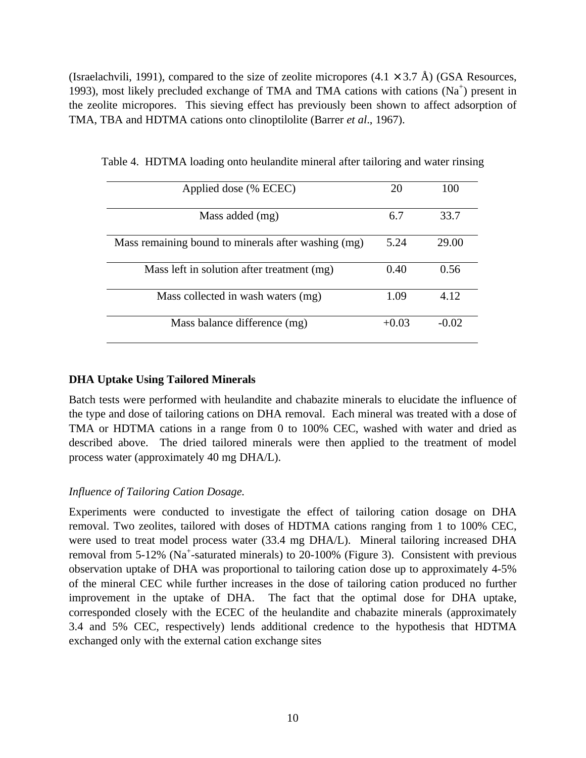(Israelachvili, 1991), compared to the size of zeolite micropores (4.1 × 3.7 Å) (GSA Resources, 1993), most likely precluded exchange of TMA and TMA cations with cations ($Na^+$) present in the zeolite micropores. This sieving effect has previously been shown to affect adsorption of TMA, TBA and HDTMA cations onto clinoptilolite (Barrer *et al*., 1967).

Table 4. HDTMA loading onto heulandite mineral after tailoring and water rinsing

| Applied dose (% ECEC) | 20 | 100 |
|---|---|---|
| Mass added (mg) | 6.7 | 33.7 |
| Mass remaining bound to minerals after washing (mg) | 5.24 | 29.00 |
| Mass left in solution after treatment (mg) | 0.40 | 0.56 |
| Mass collected in wash waters (mg) | 1.09 | 4.12 |
| Mass balance difference (mg) | +0.03 | -0.02 |

**DHA Uptake Using Tailored Minerals**

Batch tests were performed with heulandite and chabazite minerals to elucidate the influence of the type and dose of tailoring cations on DHA removal. Each mineral was treated with a dose of TMA or HDTMA cations in a range from 0 to 100% CEC, washed with water and dried as described above. The dried tailored minerals were then applied to the treatment of model process water (approximately 40 mg DHA/L).

*Influence of Tailoring Cation Dosage.*

Experiments were conducted to investigate the effect of tailoring cation dosage on DHA removal. Two zeolites, tailored with doses of HDTMA cations ranging from 1 to 100% CEC, were used to treat model process water (33.4 mg DHA/L). Mineral tailoring increased DHA removal from 5-12% ($Na^+$-saturated minerals) to 20-100% (Figure 3). Consistent with previous observation uptake of DHA was proportional to tailoring cation dose up to approximately 4-5% of the mineral CEC while further increases in the dose of tailoring cation produced no further improvement in the uptake of DHA. The fact that the optimal dose for DHA uptake, corresponded closely with the ECEC of the heulandite and chabazite minerals (approximately 3.4 and 5% CEC, respectively) lends additional credence to the hypothesis that HDTMA exchanged only with the external cation exchange sites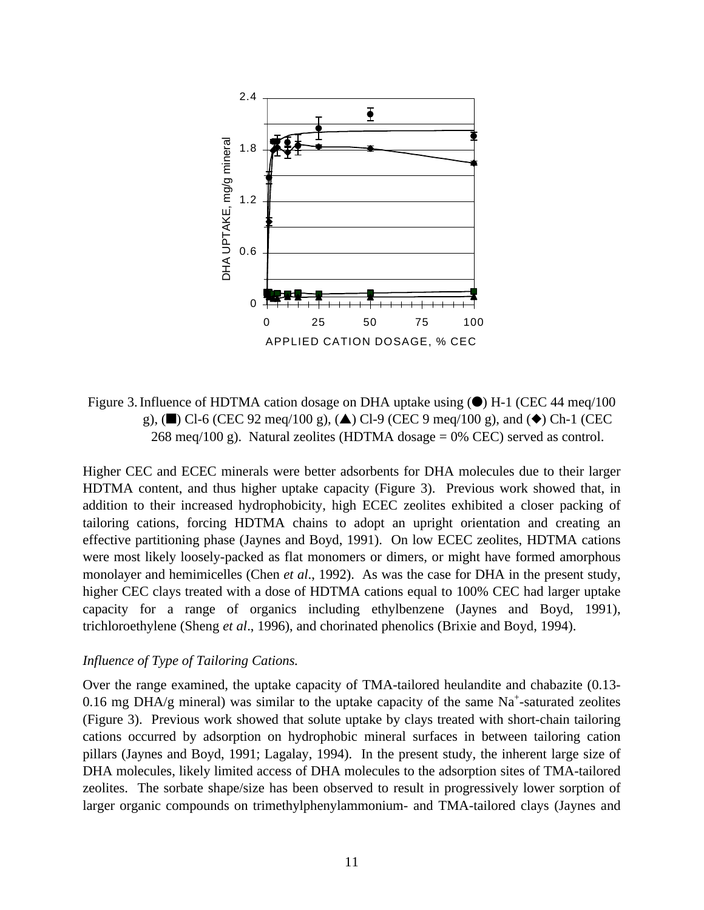Figure 3. Influence of HDTMA cation dosage on DHA uptake using (●) H-1 (CEC 44 meq/100 g), (■) Cl-6 (CEC 92 meq/100 g), (▲) Cl-9 (CEC 9 meq/100 g), and (◆) Ch-1 (CEC 268 meq/100 g). Natural zeolites (HDTMA dosage = 0% CEC) served as control.

Higher CEC and ECEC minerals were better adsorbents for DHA molecules due to their larger HDTMA content, and thus higher uptake capacity (Figure 3). Previous work showed that, in addition to their increased hydrophobicity, high ECEC zeolites exhibited a closer packing of tailoring cations, forcing HDTMA chains to adopt an upright orientation and creating an effective partitioning phase (Jaynes and Boyd, 1991). On low ECEC zeolites, HDTMA cations were most likely loosely-packed as flat monomers or dimers, or might have formed amorphous monolayer and hemimicelles (Chen *et al*., 1992). As was the case for DHA in the present study, higher CEC clays treated with a dose of HDTMA cations equal to 100% CEC had larger uptake capacity for a range of organics including ethylbenzene (Jaynes and Boyd, 1991), trichloroethylene (Sheng *et al*., 1996), and chorinated phenolics (Brixie and Boyd, 1994).

*Influence of Type of Tailoring Cations.*

Over the range examined, the uptake capacity of TMA-tailored heulandite and chabazite (0.13-0.16 mg DHA/g mineral) was similar to the uptake capacity of the same $Na^+$-saturated zeolites (Figure 3). Previous work showed that solute uptake by clays treated with short-chain tailoring cations occurred by adsorption on hydrophobic mineral surfaces in between tailoring cation pillars (Jaynes and Boyd, 1991; Lagalay, 1994). In the present study, the inherent large size of DHA molecules, likely limited access of DHA molecules to the adsorption sites of TMA-tailored zeolites. The sorbate shape/size has been observed to result in progressively lower sorption of larger organic compounds on trimethylphenylammonium- and TMA-tailored clays (Jaynes and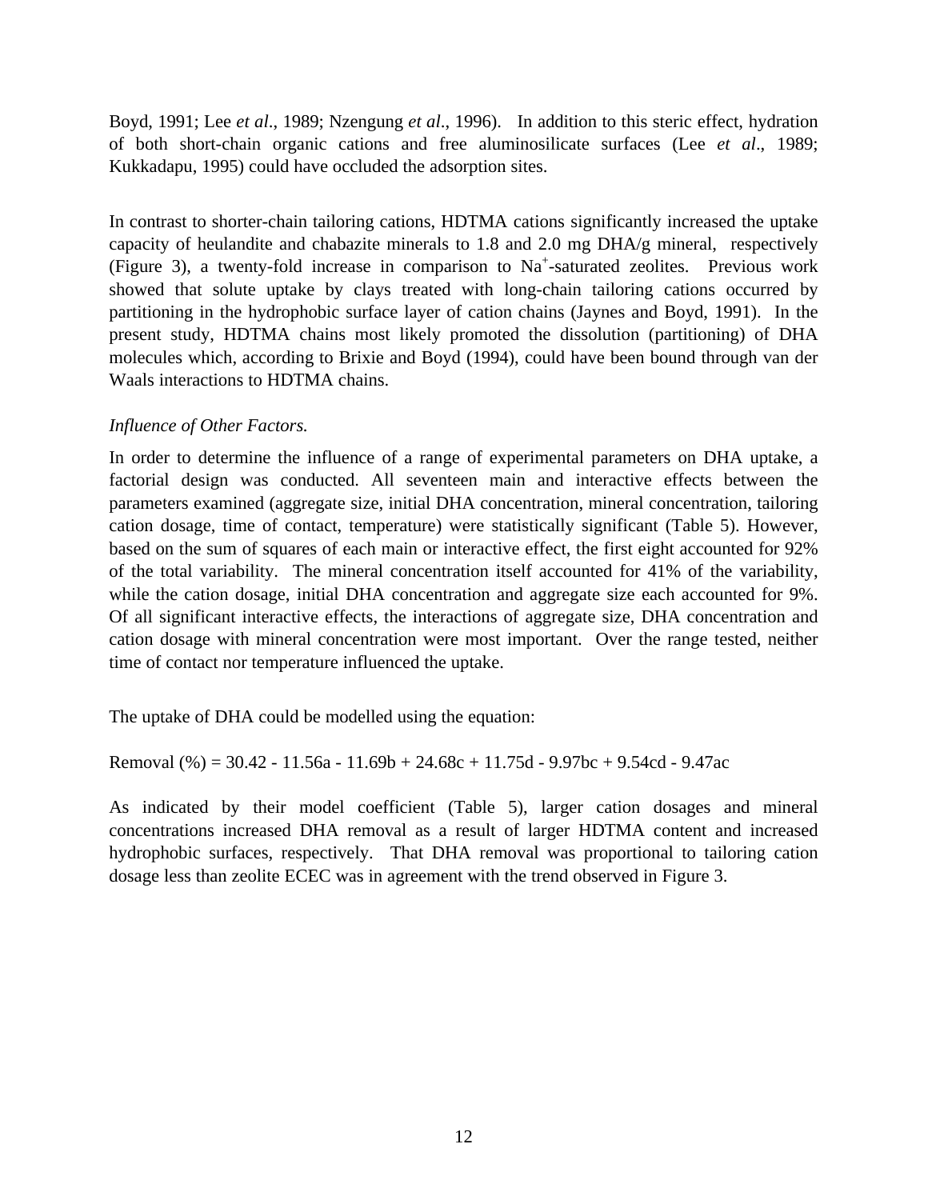Boyd, 1991; Lee *et al*., 1989; Nzengung *et al*., 1996). In addition to this steric effect, hydration of both short-chain organic cations and free aluminosilicate surfaces (Lee *et al*., 1989; Kukkadapu, 1995) could have occluded the adsorption sites.

In contrast to shorter-chain tailoring cations, HDTMA cations significantly increased the uptake capacity of heulandite and chabazite minerals to 1.8 and 2.0 mg DHA/g mineral, respectively (Figure 3), a twenty-fold increase in comparison to $Na^+$-saturated zeolites. Previous work showed that solute uptake by clays treated with long-chain tailoring cations occurred by partitioning in the hydrophobic surface layer of cation chains (Jaynes and Boyd, 1991). In the present study, HDTMA chains most likely promoted the dissolution (partitioning) of DHA molecules which, according to Brixie and Boyd (1994), could have been bound through van der Waals interactions to HDTMA chains.

*Influence of Other Factors.*

In order to determine the influence of a range of experimental parameters on DHA uptake, a factorial design was conducted. All seventeen main and interactive effects between the parameters examined (aggregate size, initial DHA concentration, mineral concentration, tailoring cation dosage, time of contact, temperature) were statistically significant (Table 5). However, based on the sum of squares of each main or interactive effect, the first eight accounted for 92% of the total variability. The mineral concentration itself accounted for 41% of the variability, while the cation dosage, initial DHA concentration and aggregate size each accounted for 9%. Of all significant interactive effects, the interactions of aggregate size, DHA concentration and cation dosage with mineral concentration were most important. Over the range tested, neither time of contact nor temperature influenced the uptake.

The uptake of DHA could be modelled using the equation:

$$\text{Removal (\%)} = 30.42 - 11.56a - 11.69b + 24.68c + 11.75d - 9.97bc + 9.54cd - 9.47ac$$

As indicated by their model coefficient (Table 5), larger cation dosages and mineral concentrations increased DHA removal as a result of larger HDTMA content and increased hydrophobic surfaces, respectively. That DHA removal was proportional to tailoring cation dosage less than zeolite ECEC was in agreement with the trend observed in Figure 3.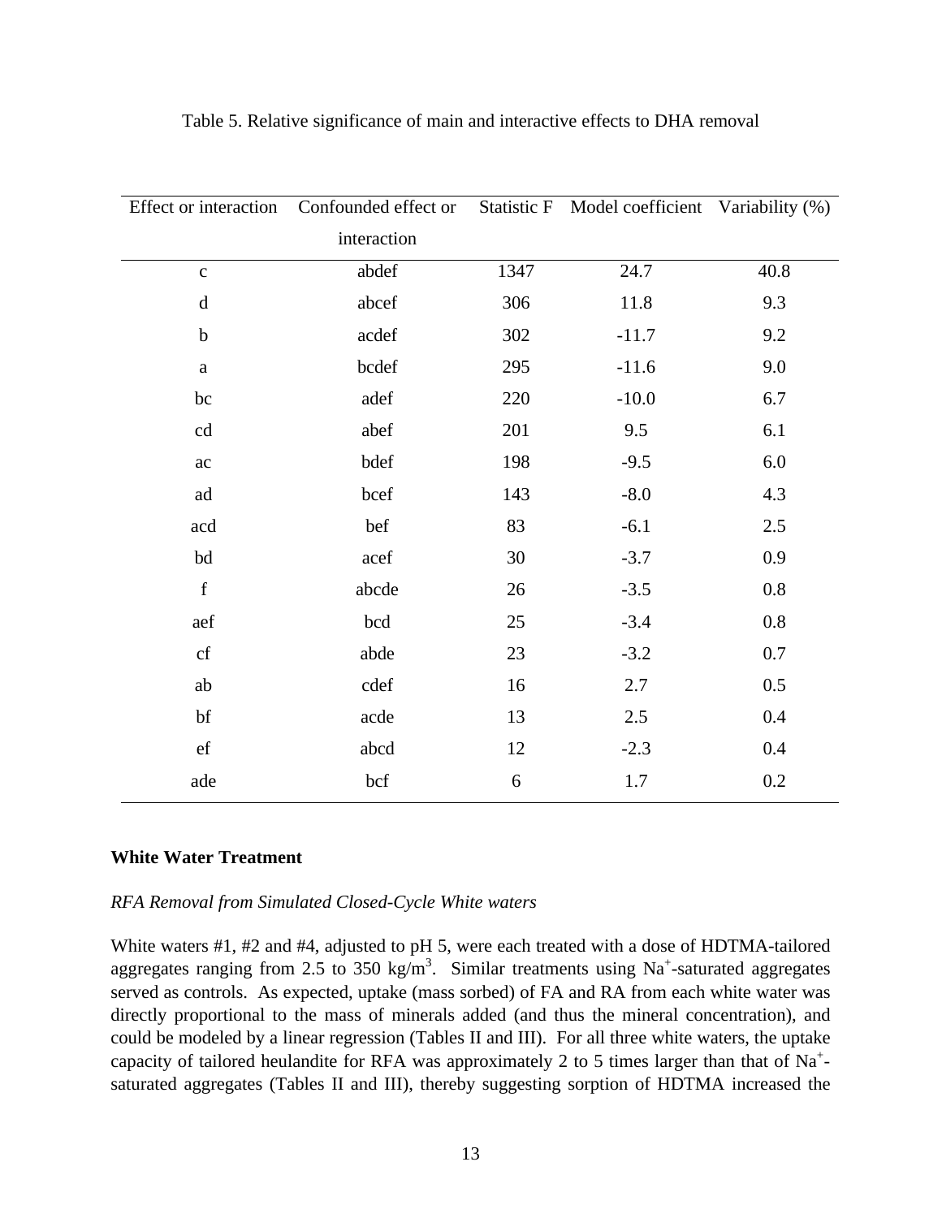Table 5. Relative significance of main and interactive effects to DHA removal

| Effect or interaction | Confounded effect or interaction | Statistic F | Model coefficient | Variability (%) |
|---|---|---|---|---|
| c | abdef | 1347 | 24.7 | 40.8 |
| d | abcef | 306 | 11.8 | 9.3 |
| b | acdef | 302 | -11.7 | 9.2 |
| a | bcdef | 295 | -11.6 | 9.0 |
| bc | adef | 220 | -10.0 | 6.7 |
| cd | abef | 201 | 9.5 | 6.1 |
| ac | bdef | 198 | -9.5 | 6.0 |
| ad | bcef | 143 | -8.0 | 4.3 |
| acd | bef | 83 | -6.1 | 2.5 |
| bd | acef | 30 | -3.7 | 0.9 |
| f | abcde | 26 | -3.5 | 0.8 |
| aef | bcd | 25 | -3.4 | 0.8 |
| cf | abde | 23 | -3.2 | 0.7 |
| ab | cdef | 16 | 2.7 | 0.5 |
| bf | acde | 13 | 2.5 | 0.4 |
| ef | abcd | 12 | -2.3 | 0.4 |
| ade | bcf | 6 | 1.7 | 0.2 |

**White Water Treatment**

*RFA Removal from Simulated Closed-Cycle White waters*

White waters #1, #2 and #4, adjusted to pH 5, were each treated with a dose of HDTMA-tailored aggregates ranging from 2.5 to 350 kg/m$^3$. Similar treatments using $Na^+$-saturated aggregates served as controls. As expected, uptake (mass sorbed) of FA and RA from each white water was directly proportional to the mass of minerals added (and thus the mineral concentration), and could be modeled by a linear regression (Tables II and III). For all three white waters, the uptake capacity of tailored heulandite for RFA was approximately 2 to 5 times larger than that of $Na^+$-saturated aggregates (Tables II and III), thereby suggesting sorption of HDTMA increased the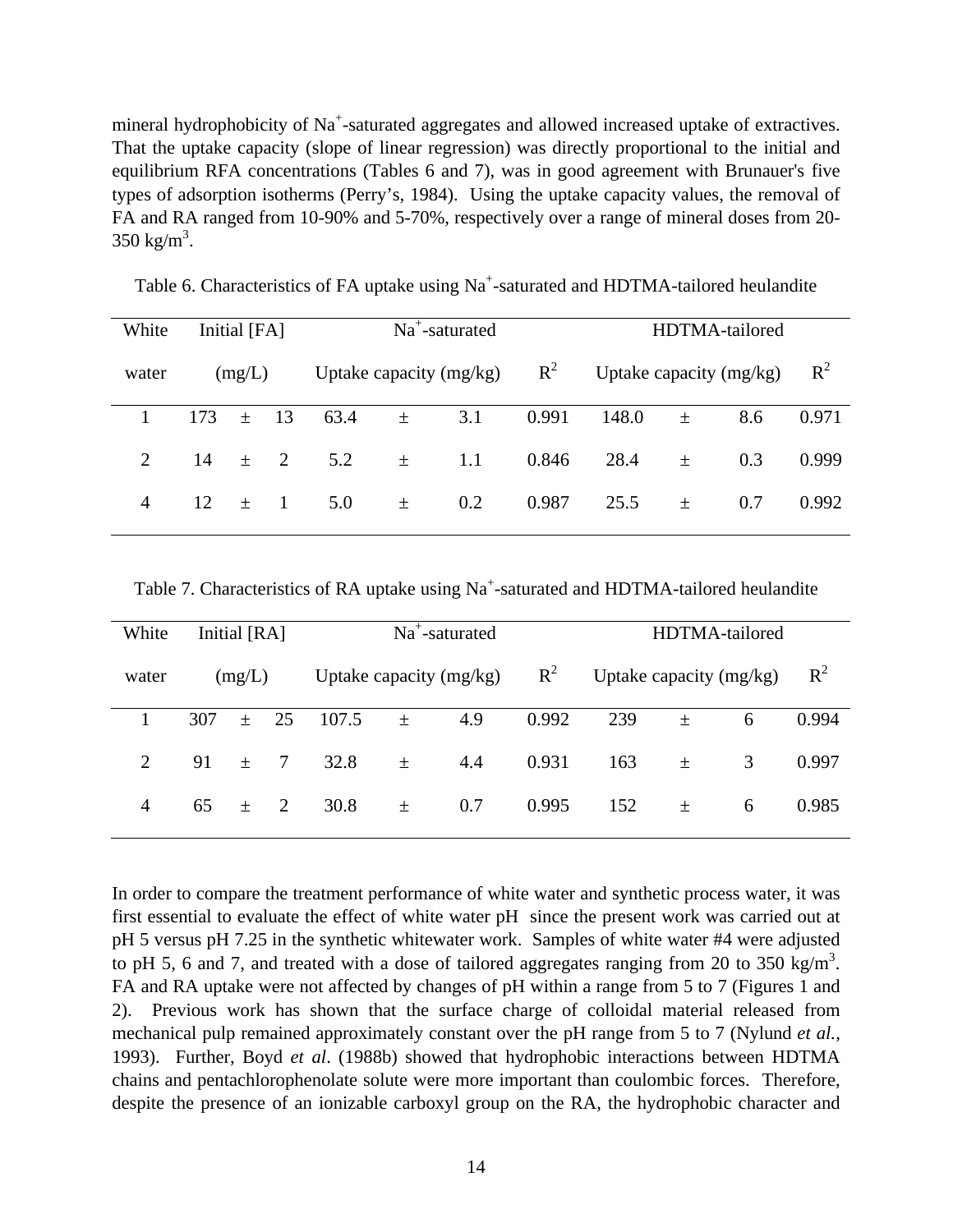mineral hydrophobicity of $Na^+$-saturated aggregates and allowed increased uptake of extractives. That the uptake capacity (slope of linear regression) was directly proportional to the initial and equilibrium RFA concentrations (Tables 6 and 7), was in good agreement with Brunauer's five types of adsorption isotherms (Perry's, 1984). Using the uptake capacity values, the removal of FA and RA ranged from 10-90% and 5-70%, respectively over a range of mineral doses from 20-350 kg/m$^3$.

Table 6. Characteristics of FA uptake using $Na^+$-saturated and HDTMA-tailored heulandite

| White water | Initial [FA] (mg/L) | $Na^+$-saturated Uptake capacity (mg/kg) | $R^2$ | HDTMA-tailored Uptake capacity (mg/kg) | $R^2$ |
|---|---|---|---|---|---|
| 1 | 173 ± 13 | 63.4 ± 3.1 | 0.991 | 148.0 ± 8.6 | 0.971 |
| 2 | 14 ± 2 | 5.2 ± 1.1 | 0.846 | 28.4 ± 0.3 | 0.999 |
| 4 | 12 ± 1 | 5.0 ± 0.2 | 0.987 | 25.5 ± 0.7 | 0.992 |

Table 7. Characteristics of RA uptake using $Na^+$-saturated and HDTMA-tailored heulandite

| White water | Initial [RA] (mg/L) | $Na^+$-saturated Uptake capacity (mg/kg) | $R^2$ | HDTMA-tailored Uptake capacity (mg/kg) | $R^2$ |
|---|---|---|---|---|---|
| 1 | 307 ± 25 | 107.5 ± 4.9 | 0.992 | 239 ± 6 | 0.994 |
| 2 | 91 ± 7 | 32.8 ± 4.4 | 0.931 | 163 ± 3 | 0.997 |
| 4 | 65 ± 2 | 30.8 ± 0.7 | 0.995 | 152 ± 6 | 0.985 |

In order to compare the treatment performance of white water and synthetic process water, it was first essential to evaluate the effect of white water pH since the present work was carried out at pH 5 versus pH 7.25 in the synthetic whitewater work. Samples of white water #4 were adjusted to pH 5, 6 and 7, and treated with a dose of tailored aggregates ranging from 20 to 350 kg/m$^3$. FA and RA uptake were not affected by changes of pH within a range from 5 to 7 (Figures 1 and 2). Previous work has shown that the surface charge of colloidal material released from mechanical pulp remained approximately constant over the pH range from 5 to 7 (Nylund *et al.*, 1993). Further, Boyd *et al*. (1988b) showed that hydrophobic interactions between HDTMA chains and pentachlorophenolate solute were more important than coulombic forces. Therefore, despite the presence of an ionizable carboxyl group on the RA, the hydrophobic character and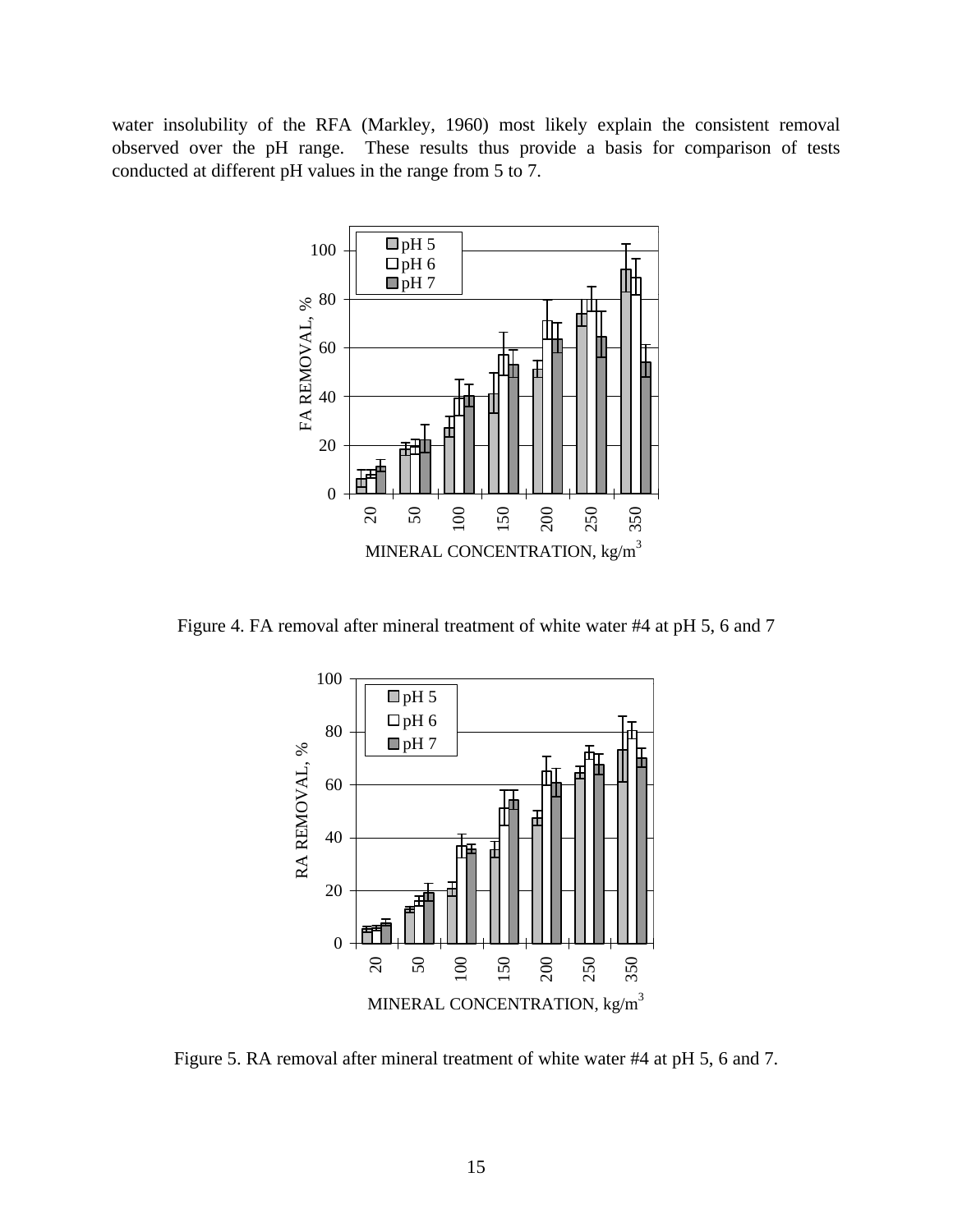water insolubility of the RFA (Markley, 1960) most likely explain the consistent removal observed over the pH range. These results thus provide a basis for comparison of tests conducted at different pH values in the range from 5 to 7.

Figure 4. FA removal after mineral treatment of white water #4 at pH 5, 6 and 7

Figure 5. RA removal after mineral treatment of white water #4 at pH 5, 6 and 7.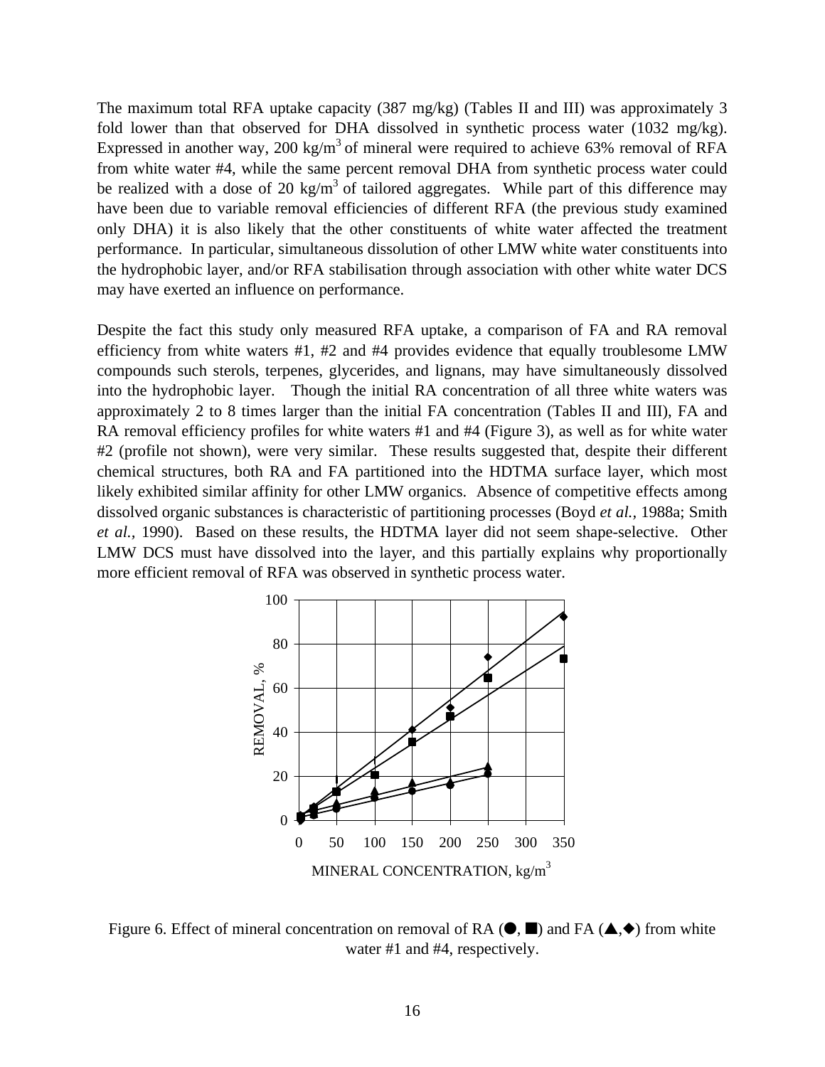The maximum total RFA uptake capacity (387 mg/kg) (Tables II and III) was approximately 3 fold lower than that observed for DHA dissolved in synthetic process water (1032 mg/kg). Expressed in another way, 200 $kg/m^3$ of mineral were required to achieve 63% removal of RFA from white water #4, while the same percent removal DHA from synthetic process water could be realized with a dose of 20 $kg/m^3$ of tailored aggregates. While part of this difference may have been due to variable removal efficiencies of different RFA (the previous study examined only DHA) it is also likely that the other constituents of white water affected the treatment performance. In particular, simultaneous dissolution of other LMW white water constituents into the hydrophobic layer, and/or RFA stabilisation through association with other white water DCS may have exerted an influence on performance.

Despite the fact this study only measured RFA uptake, a comparison of FA and RA removal efficiency from white waters #1, #2 and #4 provides evidence that equally troublesome LMW compounds such sterols, terpenes, glycerides, and lignans, may have simultaneously dissolved into the hydrophobic layer. Though the initial RA concentration of all three white waters was approximately 2 to 8 times larger than the initial FA concentration (Tables II and III), FA and RA removal efficiency profiles for white waters #1 and #4 (Figure 3), as well as for white water #2 (profile not shown), were very similar. These results suggested that, despite their different chemical structures, both RA and FA partitioned into the HDTMA surface layer, which most likely exhibited similar affinity for other LMW organics. Absence of competitive effects among dissolved organic substances is characteristic of partitioning processes (Boyd *et al.*, 1988a; Smith *et al.*, 1990). Based on these results, the HDTMA layer did not seem shape-selective. Other LMW DCS must have dissolved into the layer, and this partially explains why proportionally more efficient removal of RFA was observed in synthetic process water.

Figure 6. Effect of mineral concentration on removal of RA (●, ■) and FA (▲,◆) from white water #1 and #4, respectively.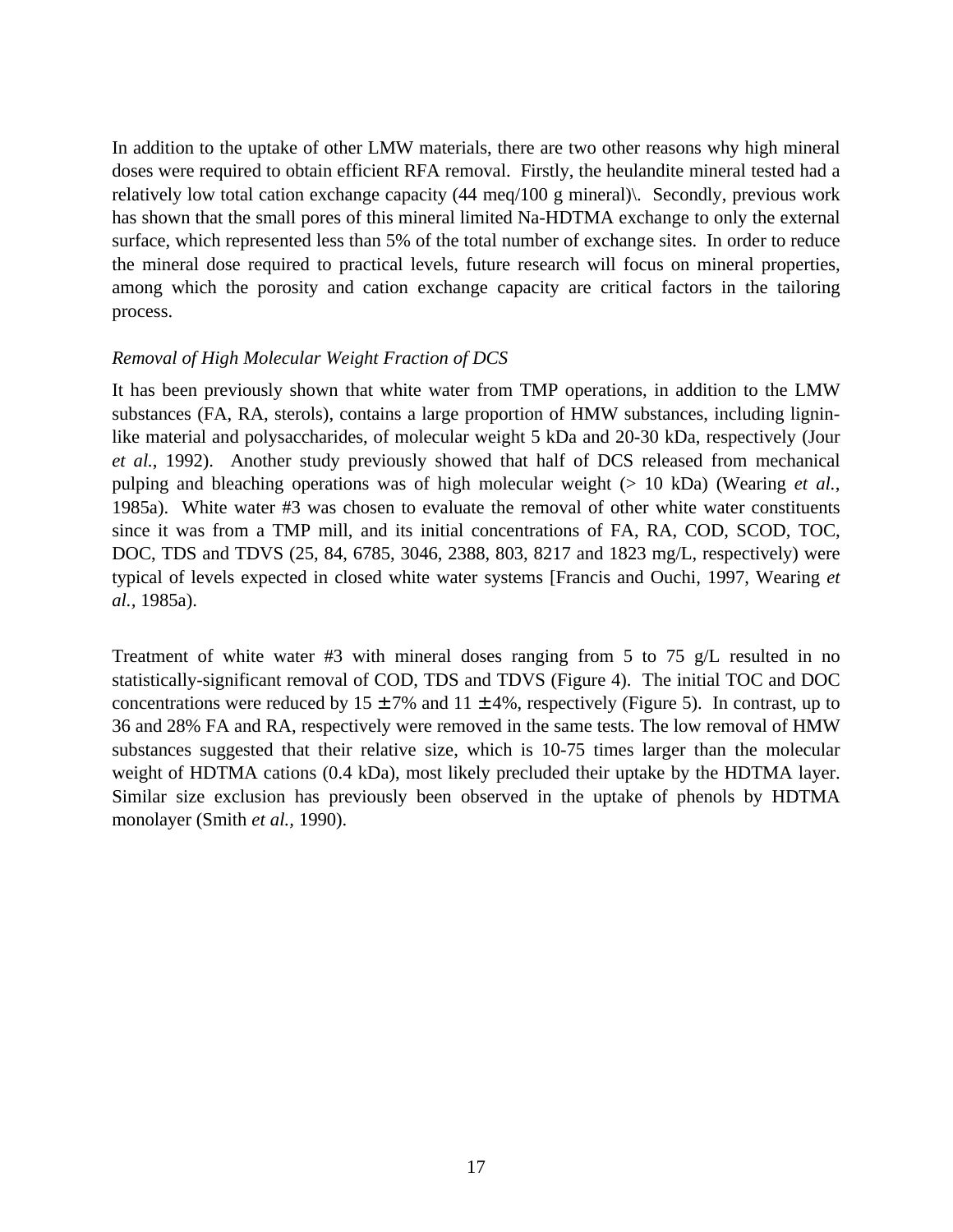In addition to the uptake of other LMW materials, there are two other reasons why high mineral doses were required to obtain efficient RFA removal. Firstly, the heulandite mineral tested had a relatively low total cation exchange capacity (44 meq/100 g mineral)\. Secondly, previous work has shown that the small pores of this mineral limited Na-HDTMA exchange to only the external surface, which represented less than 5% of the total number of exchange sites. In order to reduce the mineral dose required to practical levels, future research will focus on mineral properties, among which the porosity and cation exchange capacity are critical factors in the tailoring process.

*Removal of High Molecular Weight Fraction of DCS*

It has been previously shown that white water from TMP operations, in addition to the LMW substances (FA, RA, sterols), contains a large proportion of HMW substances, including lignin-like material and polysaccharides, of molecular weight 5 kDa and 20-30 kDa, respectively (Jour *et al.*, 1992). Another study previously showed that half of DCS released from mechanical pulping and bleaching operations was of high molecular weight (> 10 kDa) (Wearing *et al.*, 1985a). White water #3 was chosen to evaluate the removal of other white water constituents since it was from a TMP mill, and its initial concentrations of FA, RA, COD, SCOD, TOC, DOC, TDS and TDVS (25, 84, 6785, 3046, 2388, 803, 8217 and 1823 mg/L, respectively) were typical of levels expected in closed white water systems [Francis and Ouchi, 1997, Wearing *et al.*, 1985a).

Treatment of white water #3 with mineral doses ranging from 5 to 75 g/L resulted in no statistically-significant removal of COD, TDS and TDVS (Figure 4). The initial TOC and DOC concentrations were reduced by 15 ± 7% and 11 ± 4%, respectively (Figure 5). In contrast, up to 36 and 28% FA and RA, respectively were removed in the same tests. The low removal of HMW substances suggested that their relative size, which is 10-75 times larger than the molecular weight of HDTMA cations (0.4 kDa), most likely precluded their uptake by the HDTMA layer. Similar size exclusion has previously been observed in the uptake of phenols by HDTMA monolayer (Smith *et al.*, 1990).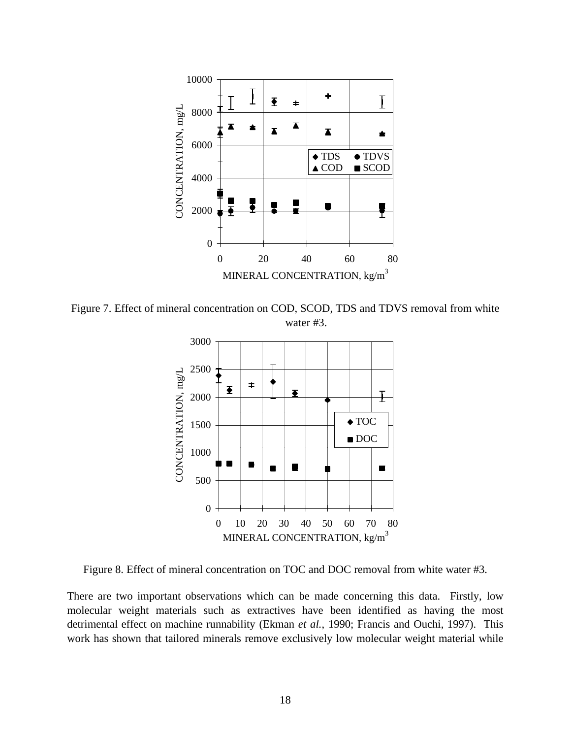Figure 7. Effect of mineral concentration on COD, SCOD, TDS and TDVS removal from white water #3.

Figure 8. Effect of mineral concentration on TOC and DOC removal from white water #3.

There are two important observations which can be made concerning this data. Firstly, low molecular weight materials such as extractives have been identified as having the most detrimental effect on machine runnability (Ekman *et al.*, 1990; Francis and Ouchi, 1997). This work has shown that tailored minerals remove exclusively low molecular weight material while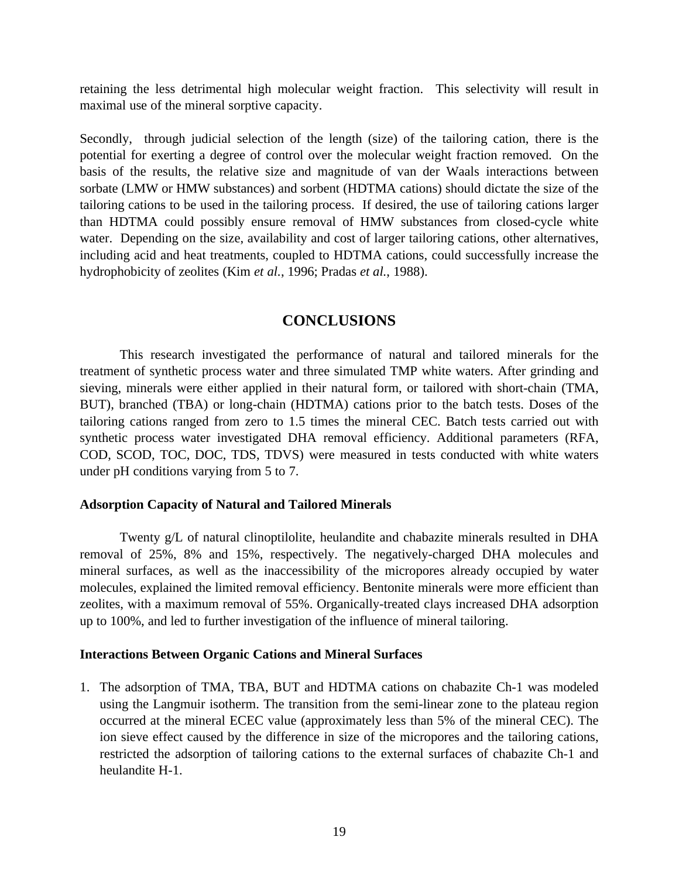retaining the less detrimental high molecular weight fraction. This selectivity will result in maximal use of the mineral sorptive capacity.

Secondly, through judicial selection of the length (size) of the tailoring cation, there is the potential for exerting a degree of control over the molecular weight fraction removed. On the basis of the results, the relative size and magnitude of van der Waals interactions between sorbate (LMW or HMW substances) and sorbent (HDTMA cations) should dictate the size of the tailoring cations to be used in the tailoring process. If desired, the use of tailoring cations larger than HDTMA could possibly ensure removal of HMW substances from closed-cycle white water. Depending on the size, availability and cost of larger tailoring cations, other alternatives, including acid and heat treatments, coupled to HDTMA cations, could successfully increase the hydrophobicity of zeolites (Kim *et al.*, 1996; Pradas *et al.*, 1988).

## CONCLUSIONS

This research investigated the performance of natural and tailored minerals for the treatment of synthetic process water and three simulated TMP white waters. After grinding and sieving, minerals were either applied in their natural form, or tailored with short-chain (TMA, BUT), branched (TBA) or long-chain (HDTMA) cations prior to the batch tests. Doses of the tailoring cations ranged from zero to 1.5 times the mineral CEC. Batch tests carried out with synthetic process water investigated DHA removal efficiency. Additional parameters (RFA, COD, SCOD, TOC, DOC, TDS, TDVS) were measured in tests conducted with white waters under pH conditions varying from 5 to 7.

### Adsorption Capacity of Natural and Tailored Minerals

Twenty g/L of natural clinoptilolite, heulandite and chabazite minerals resulted in DHA removal of 25%, 8% and 15%, respectively. The negatively-charged DHA molecules and mineral surfaces, as well as the inaccessibility of the micropores already occupied by water molecules, explained the limited removal efficiency. Bentonite minerals were more efficient than zeolites, with a maximum removal of 55%. Organically-treated clays increased DHA adsorption up to 100%, and led to further investigation of the influence of mineral tailoring.

### Interactions Between Organic Cations and Mineral Surfaces

1. The adsorption of TMA, TBA, BUT and HDTMA cations on chabazite Ch-1 was modeled using the Langmuir isotherm. The transition from the semi-linear zone to the plateau region occurred at the mineral ECEC value (approximately less than 5% of the mineral CEC). The ion sieve effect caused by the difference in size of the micropores and the tailoring cations, restricted the adsorption of tailoring cations to the external surfaces of chabazite Ch-1 and heulandite H-1.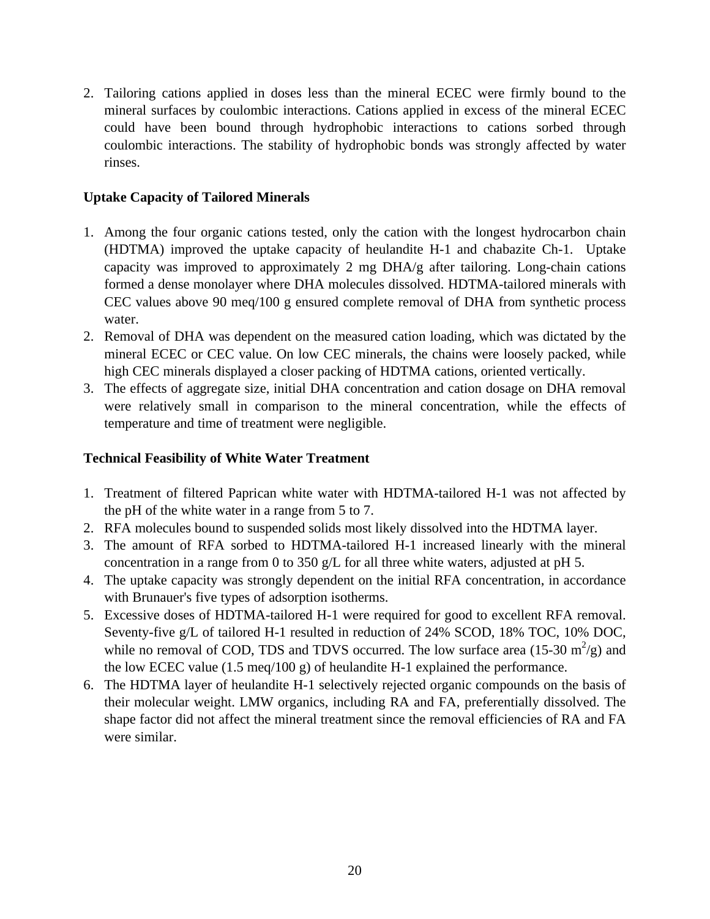2. Tailoring cations applied in doses less than the mineral ECEC were firmly bound to the mineral surfaces by coulombic interactions. Cations applied in excess of the mineral ECEC could have been bound through hydrophobic interactions to cations sorbed through coulombic interactions. The stability of hydrophobic bonds was strongly affected by water rinses.

**Uptake Capacity of Tailored Minerals**

1. Among the four organic cations tested, only the cation with the longest hydrocarbon chain (HDTMA) improved the uptake capacity of heulandite H-1 and chabazite Ch-1. Uptake capacity was improved to approximately 2 mg DHA/g after tailoring. Long-chain cations formed a dense monolayer where DHA molecules dissolved. HDTMA-tailored minerals with CEC values above 90 meq/100 g ensured complete removal of DHA from synthetic process water.
2. Removal of DHA was dependent on the measured cation loading, which was dictated by the mineral ECEC or CEC value. On low CEC minerals, the chains were loosely packed, while high CEC minerals displayed a closer packing of HDTMA cations, oriented vertically.
3. The effects of aggregate size, initial DHA concentration and cation dosage on DHA removal were relatively small in comparison to the mineral concentration, while the effects of temperature and time of treatment were negligible.

**Technical Feasibility of White Water Treatment**

1. Treatment of filtered Paprican white water with HDTMA-tailored H-1 was not affected by the pH of the white water in a range from 5 to 7.
2. RFA molecules bound to suspended solids most likely dissolved into the HDTMA layer.
3. The amount of RFA sorbed to HDTMA-tailored H-1 increased linearly with the mineral concentration in a range from 0 to 350 g/L for all three white waters, adjusted at pH 5.
4. The uptake capacity was strongly dependent on the initial RFA concentration, in accordance with Brunauer's five types of adsorption isotherms.
5. Excessive doses of HDTMA-tailored H-1 were required for good to excellent RFA removal. Seventy-five g/L of tailored H-1 resulted in reduction of 24% SCOD, 18% TOC, 10% DOC, while no removal of COD, TDS and TDVS occurred. The low surface area (15-30 $m^2$/g) and the low ECEC value (1.5 meq/100 g) of heulandite H-1 explained the performance.
6. The HDTMA layer of heulandite H-1 selectively rejected organic compounds on the basis of their molecular weight. LMW organics, including RA and FA, preferentially dissolved. The shape factor did not affect the mineral treatment since the removal efficiencies of RA and FA were similar.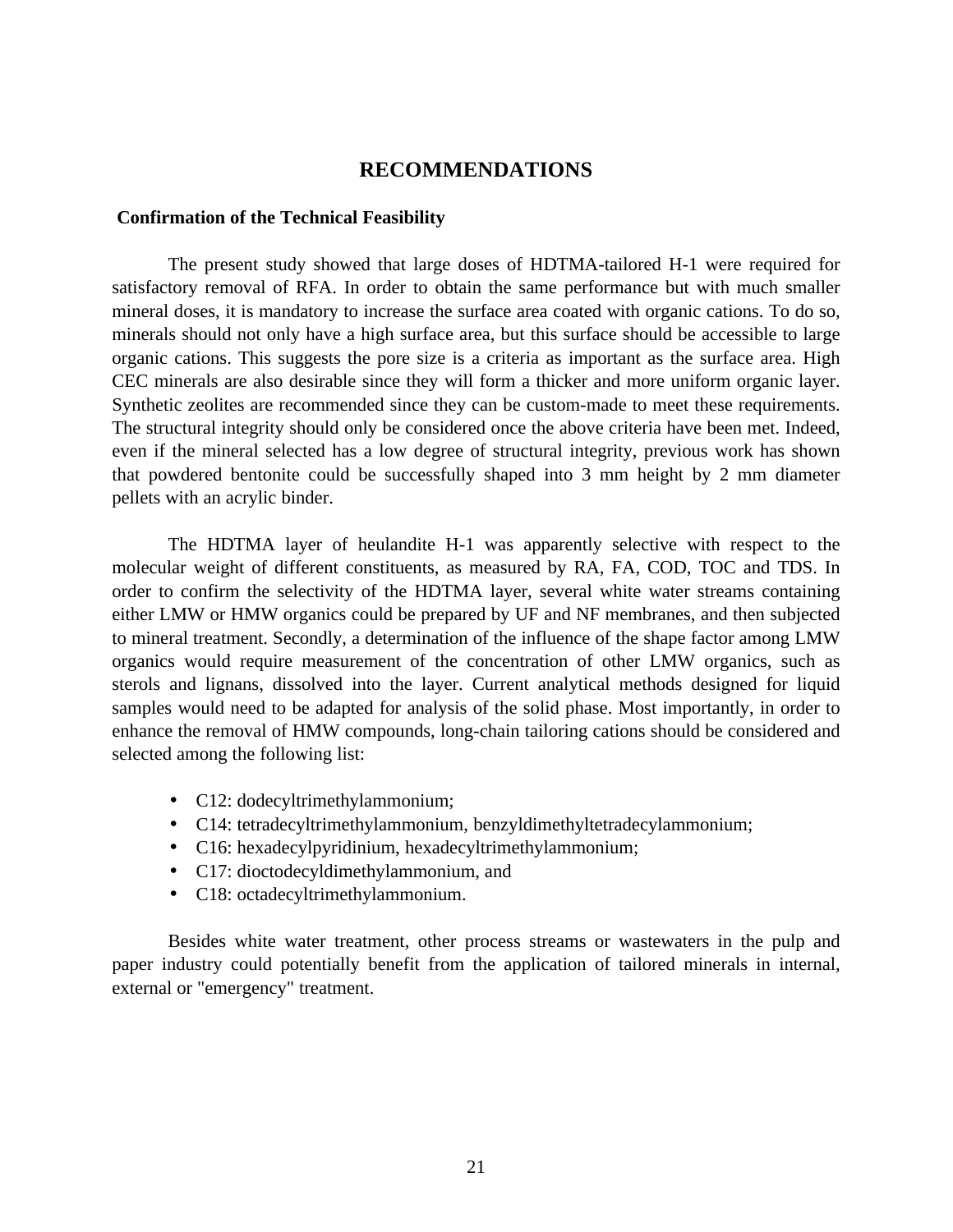# RECOMMENDATIONS

## Confirmation of the Technical Feasibility

The present study showed that large doses of HDTMA-tailored H-1 were required for satisfactory removal of RFA. In order to obtain the same performance but with much smaller mineral doses, it is mandatory to increase the surface area coated with organic cations. To do so, minerals should not only have a high surface area, but this surface should be accessible to large organic cations. This suggests the pore size is a criteria as important as the surface area. High CEC minerals are also desirable since they will form a thicker and more uniform organic layer. Synthetic zeolites are recommended since they can be custom-made to meet these requirements. The structural integrity should only be considered once the above criteria have been met. Indeed, even if the mineral selected has a low degree of structural integrity, previous work has shown that powdered bentonite could be successfully shaped into 3 mm height by 2 mm diameter pellets with an acrylic binder.

The HDTMA layer of heulandite H-1 was apparently selective with respect to the molecular weight of different constituents, as measured by RA, FA, COD, TOC and TDS. In order to confirm the selectivity of the HDTMA layer, several white water streams containing either LMW or HMW organics could be prepared by UF and NF membranes, and then subjected to mineral treatment. Secondly, a determination of the influence of the shape factor among LMW organics would require measurement of the concentration of other LMW organics, such as sterols and lignans, dissolved into the layer. Current analytical methods designed for liquid samples would need to be adapted for analysis of the solid phase. Most importantly, in order to enhance the removal of HMW compounds, long-chain tailoring cations should be considered and selected among the following list:

- C12: dodecyltrimethylammonium;
- C14: tetradecyltrimethylammonium, benzyldimethyltetradecylammonium;
- C16: hexadecylpyridinium, hexadecyltrimethylammonium;
- C17: dioctodecyldimethylammonium, and
- C18: octadecyltrimethylammonium.

Besides white water treatment, other process streams or wastewaters in the pulp and paper industry could potentially benefit from the application of tailored minerals in internal, external or "emergency" treatment.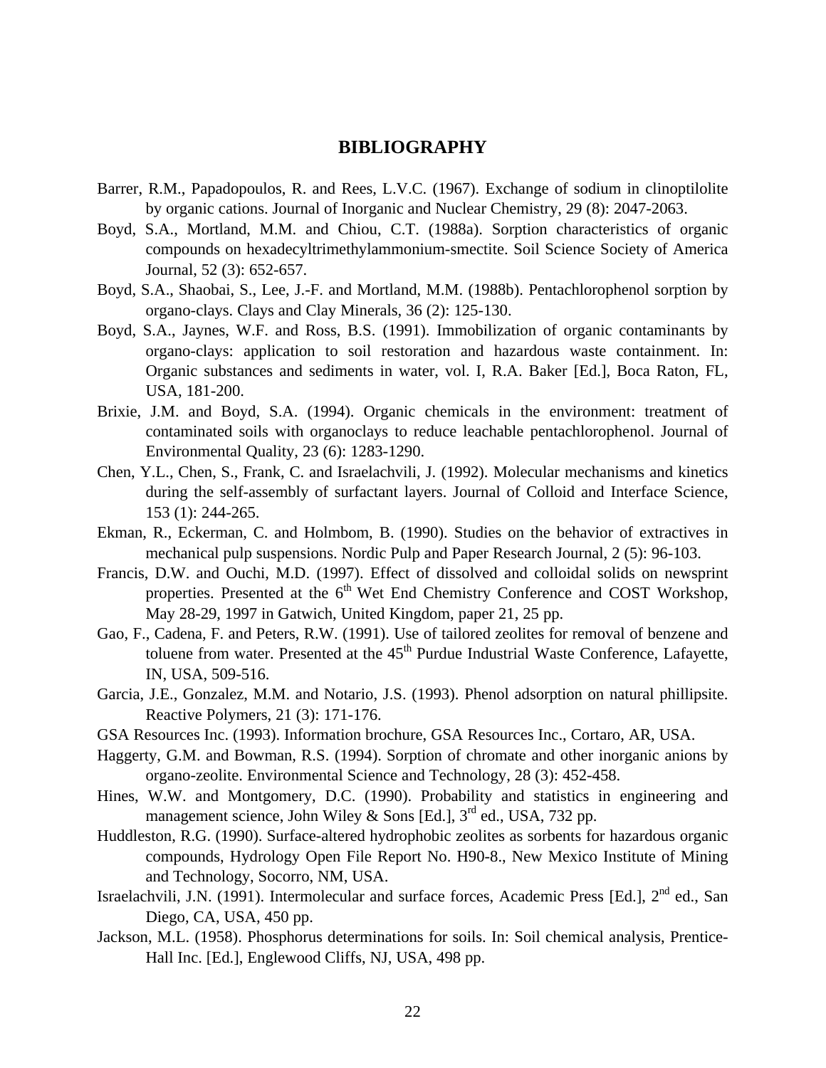# BIBLIOGRAPHY

Barrer, R.M., Papadopoulos, R. and Rees, L.V.C. (1967). Exchange of sodium in clinoptilolite by organic cations. Journal of Inorganic and Nuclear Chemistry, 29 (8): 2047-2063.

Boyd, S.A., Mortland, M.M. and Chiou, C.T. (1988a). Sorption characteristics of organic compounds on hexadecyltrimethylammonium-smectite. Soil Science Society of America Journal, 52 (3): 652-657.

Boyd, S.A., Shaobai, S., Lee, J.-F. and Mortland, M.M. (1988b). Pentachlorophenol sorption by organo-clays. Clays and Clay Minerals, 36 (2): 125-130.

Boyd, S.A., Jaynes, W.F. and Ross, B.S. (1991). Immobilization of organic contaminants by organo-clays: application to soil restoration and hazardous waste containment. In: Organic substances and sediments in water, vol. I, R.A. Baker [Ed.], Boca Raton, FL, USA, 181-200.

Brixie, J.M. and Boyd, S.A. (1994). Organic chemicals in the environment: treatment of contaminated soils with organoclays to reduce leachable pentachlorophenol. Journal of Environmental Quality, 23 (6): 1283-1290.

Chen, Y.L., Chen, S., Frank, C. and Israelachvili, J. (1992). Molecular mechanisms and kinetics during the self-assembly of surfactant layers. Journal of Colloid and Interface Science, 153 (1): 244-265.

Ekman, R., Eckerman, C. and Holmbom, B. (1990). Studies on the behavior of extractives in mechanical pulp suspensions. Nordic Pulp and Paper Research Journal, 2 (5): 96-103.

Francis, D.W. and Ouchi, M.D. (1997). Effect of dissolved and colloidal solids on newsprint properties. Presented at the 6th Wet End Chemistry Conference and COST Workshop, May 28-29, 1997 in Gatwich, United Kingdom, paper 21, 25 pp.

Gao, F., Cadena, F. and Peters, R.W. (1991). Use of tailored zeolites for removal of benzene and toluene from water. Presented at the 45th Purdue Industrial Waste Conference, Lafayette, IN, USA, 509-516.

Garcia, J.E., Gonzalez, M.M. and Notario, J.S. (1993). Phenol adsorption on natural phillipsite. Reactive Polymers, 21 (3): 171-176.

GSA Resources Inc. (1993). Information brochure, GSA Resources Inc., Cortaro, AR, USA.

Haggerty, G.M. and Bowman, R.S. (1994). Sorption of chromate and other inorganic anions by organo-zeolite. Environmental Science and Technology, 28 (3): 452-458.

Hines, W.W. and Montgomery, D.C. (1990). Probability and statistics in engineering and management science, John Wiley & Sons [Ed.], 3rd ed., USA, 732 pp.

Huddleston, R.G. (1990). Surface-altered hydrophobic zeolites as sorbents for hazardous organic compounds, Hydrology Open File Report No. H90-8., New Mexico Institute of Mining and Technology, Socorro, NM, USA.

Israelachvili, J.N. (1991). Intermolecular and surface forces, Academic Press [Ed.], 2nd ed., San Diego, CA, USA, 450 pp.

Jackson, M.L. (1958). Phosphorus determinations for soils. In: Soil chemical analysis, Prentice-Hall Inc. [Ed.], Englewood Cliffs, NJ, USA, 498 pp.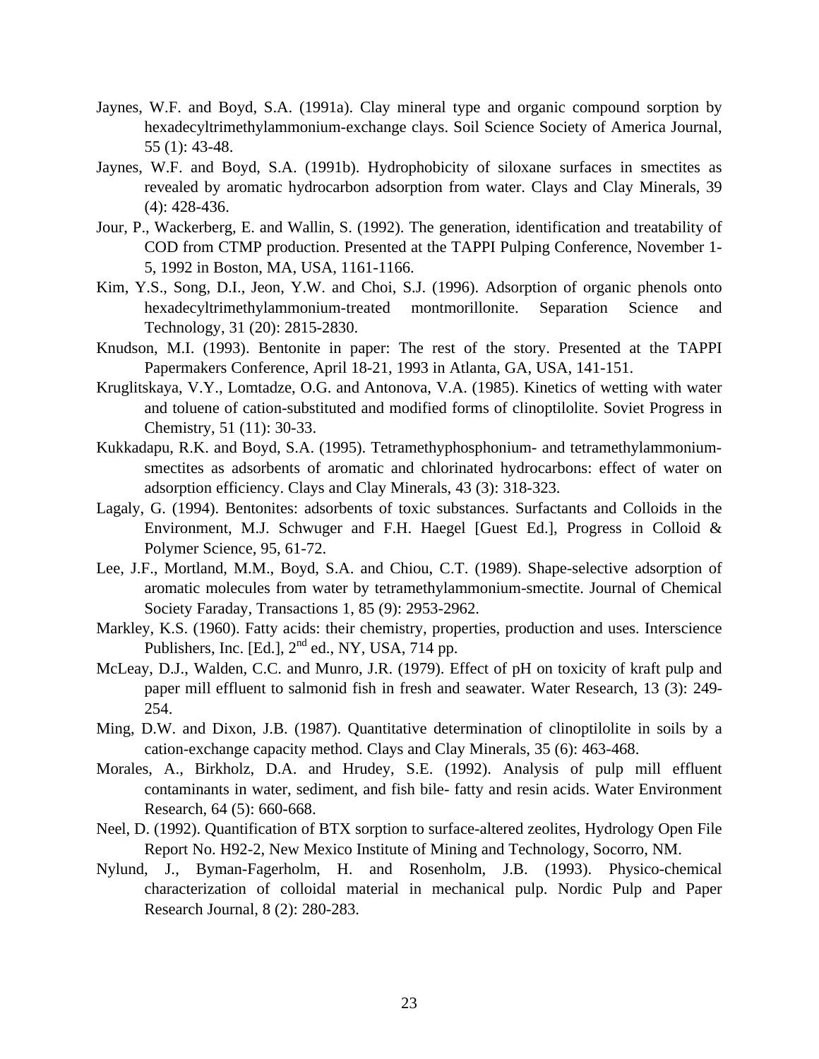Jaynes, W.F. and Boyd, S.A. (1991a). Clay mineral type and organic compound sorption by hexadecyltrimethylammonium-exchange clays. Soil Science Society of America Journal, 55 (1): 43-48.

Jaynes, W.F. and Boyd, S.A. (1991b). Hydrophobicity of siloxane surfaces in smectites as revealed by aromatic hydrocarbon adsorption from water. Clays and Clay Minerals, 39 (4): 428-436.

Jour, P., Wackerberg, E. and Wallin, S. (1992). The generation, identification and treatability of COD from CTMP production. Presented at the TAPPI Pulping Conference, November 1-5, 1992 in Boston, MA, USA, 1161-1166.

Kim, Y.S., Song, D.I., Jeon, Y.W. and Choi, S.J. (1996). Adsorption of organic phenols onto hexadecyltrimethylammonium-treated montmorillonite. Separation Science and Technology, 31 (20): 2815-2830.

Knudson, M.I. (1993). Bentonite in paper: The rest of the story. Presented at the TAPPI Papermakers Conference, April 18-21, 1993 in Atlanta, GA, USA, 141-151.

Kruglitskaya, V.Y., Lomtadze, O.G. and Antonova, V.A. (1985). Kinetics of wetting with water and toluene of cation-substituted and modified forms of clinoptilolite. Soviet Progress in Chemistry, 51 (11): 30-33.

Kukkadapu, R.K. and Boyd, S.A. (1995). Tetramethyphosphonium- and tetramethylammonium-smectites as adsorbents of aromatic and chlorinated hydrocarbons: effect of water on adsorption efficiency. Clays and Clay Minerals, 43 (3): 318-323.

Lagaly, G. (1994). Bentonites: adsorbents of toxic substances. Surfactants and Colloids in the Environment, M.J. Schwuger and F.H. Haegel [Guest Ed.], Progress in Colloid & Polymer Science, 95, 61-72.

Lee, J.F., Mortland, M.M., Boyd, S.A. and Chiou, C.T. (1989). Shape-selective adsorption of aromatic molecules from water by tetramethylammonium-smectite. Journal of Chemical Society Faraday, Transactions 1, 85 (9): 2953-2962.

Markley, K.S. (1960). Fatty acids: their chemistry, properties, production and uses. Interscience Publishers, Inc. [Ed.], 2nd ed., NY, USA, 714 pp.

McLeay, D.J., Walden, C.C. and Munro, J.R. (1979). Effect of pH on toxicity of kraft pulp and paper mill effluent to salmonid fish in fresh and seawater. Water Research, 13 (3): 249-254.

Ming, D.W. and Dixon, J.B. (1987). Quantitative determination of clinoptilolite in soils by a cation-exchange capacity method. Clays and Clay Minerals, 35 (6): 463-468.

Morales, A., Birkholz, D.A. and Hrudey, S.E. (1992). Analysis of pulp mill effluent contaminants in water, sediment, and fish bile- fatty and resin acids. Water Environment Research, 64 (5): 660-668.

Neel, D. (1992). Quantification of BTX sorption to surface-altered zeolites, Hydrology Open File Report No. H92-2, New Mexico Institute of Mining and Technology, Socorro, NM.

Nylund, J., Byman-Fagerholm, H. and Rosenholm, J.B. (1993). Physico-chemical characterization of colloidal material in mechanical pulp. Nordic Pulp and Paper Research Journal, 8 (2): 280-283.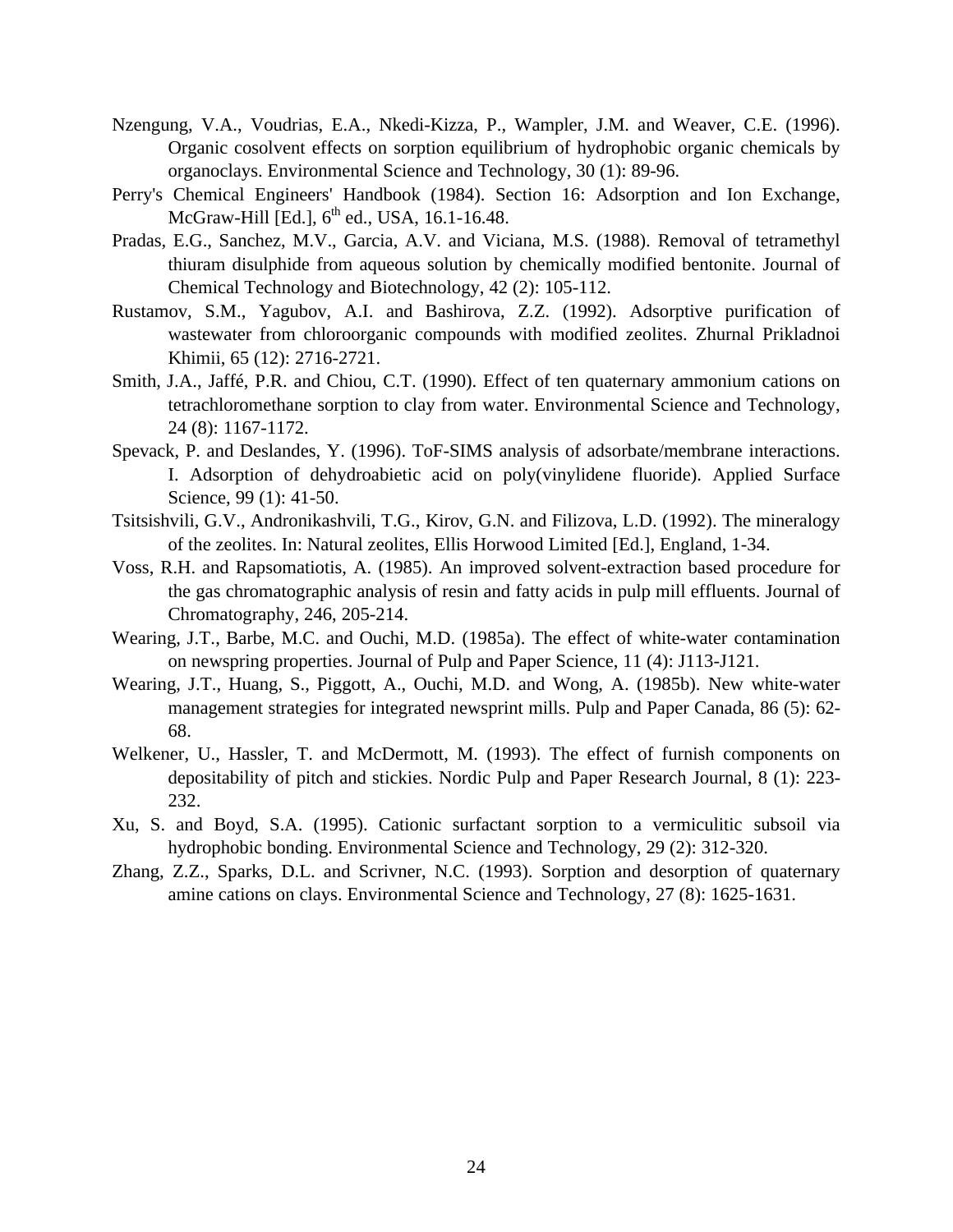Nzengung, V.A., Voudrias, E.A., Nkedi-Kizza, P., Wampler, J.M. and Weaver, C.E. (1996). Organic cosolvent effects on sorption equilibrium of hydrophobic organic chemicals by organoclays. Environmental Science and Technology, 30 (1): 89-96.

Perry's Chemical Engineers' Handbook (1984). Section 16: Adsorption and Ion Exchange, McGraw-Hill [Ed.], 6th ed., USA, 16.1-16.48.

Pradas, E.G., Sanchez, M.V., Garcia, A.V. and Viciana, M.S. (1988). Removal of tetramethyl thiuram disulphide from aqueous solution by chemically modified bentonite. Journal of Chemical Technology and Biotechnology, 42 (2): 105-112.

Rustamov, S.M., Yagubov, A.I. and Bashirova, Z.Z. (1992). Adsorptive purification of wastewater from chloroorganic compounds with modified zeolites. Zhurnal Prikladnoi Khimii, 65 (12): 2716-2721.

Smith, J.A., Jaffé, P.R. and Chiou, C.T. (1990). Effect of ten quaternary ammonium cations on tetrachloromethane sorption to clay from water. Environmental Science and Technology, 24 (8): 1167-1172.

Spevack, P. and Deslandes, Y. (1996). ToF-SIMS analysis of adsorbate/membrane interactions. I. Adsorption of dehydroabietic acid on poly(vinylidene fluoride). Applied Surface Science, 99 (1): 41-50.

Tsitsishvili, G.V., Andronikashvili, T.G., Kirov, G.N. and Filizova, L.D. (1992). The mineralogy of the zeolites. In: Natural zeolites, Ellis Horwood Limited [Ed.], England, 1-34.

Voss, R.H. and Rapsomatiotis, A. (1985). An improved solvent-extraction based procedure for the gas chromatographic analysis of resin and fatty acids in pulp mill effluents. Journal of Chromatography, 246, 205-214.

Wearing, J.T., Barbe, M.C. and Ouchi, M.D. (1985a). The effect of white-water contamination on newspring properties. Journal of Pulp and Paper Science, 11 (4): J113-J121.

Wearing, J.T., Huang, S., Piggott, A., Ouchi, M.D. and Wong, A. (1985b). New white-water management strategies for integrated newsprint mills. Pulp and Paper Canada, 86 (5): 62-68.

Welkener, U., Hassler, T. and McDermott, M. (1993). The effect of furnish components on depositability of pitch and stickies. Nordic Pulp and Paper Research Journal, 8 (1): 223-232.

Xu, S. and Boyd, S.A. (1995). Cationic surfactant sorption to a vermiculitic subsoil via hydrophobic bonding. Environmental Science and Technology, 29 (2): 312-320.

Zhang, Z.Z., Sparks, D.L. and Scrivner, N.C. (1993). Sorption and desorption of quaternary amine cations on clays. Environmental Science and Technology, 27 (8): 1625-1631.